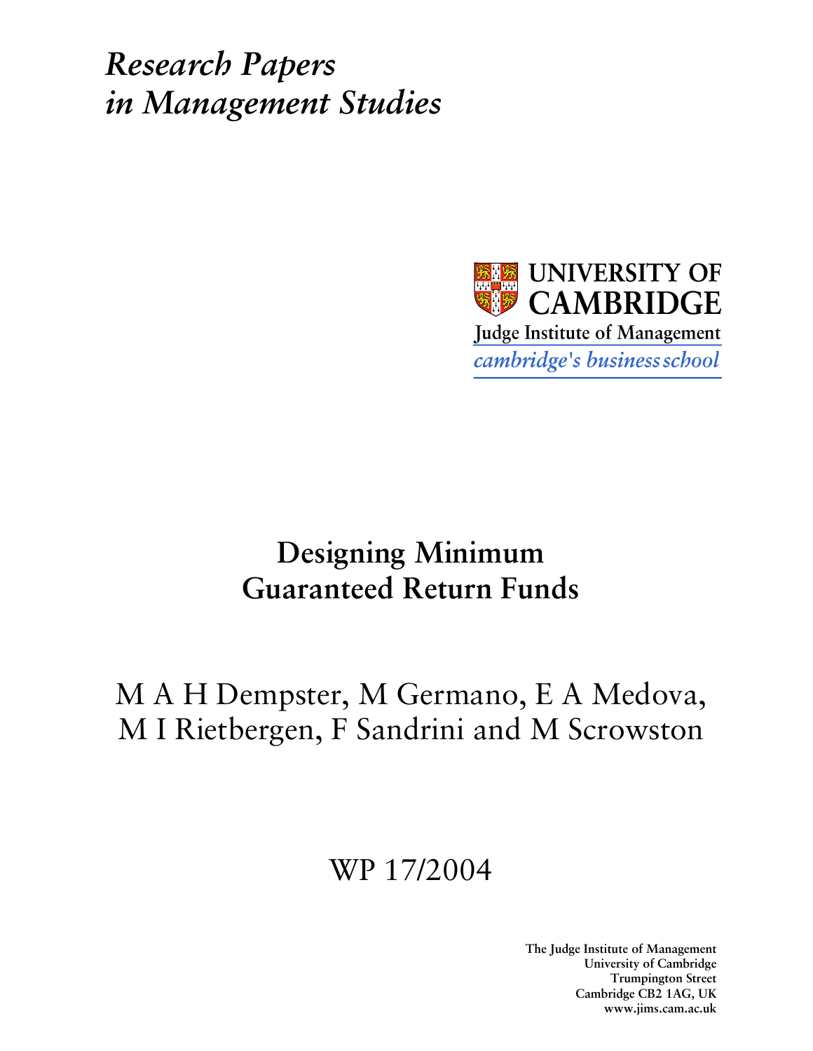*Research Papers in Management Studies*

UNIVERSITY OF CAMBRIDGE

Judge Institute of Management

*cambridge's business school*

# Designing Minimum Guaranteed Return Funds

M A H Dempster, M Germano, E A Medova, M I Rietbergen, F Sandrini and M Scrowston

WP 17/2004

**The Judge Institute of Management**
**University of Cambridge**
**Trumpington Street**
**Cambridge CB2 1AG, UK**
**www.jims.cam.ac.uk**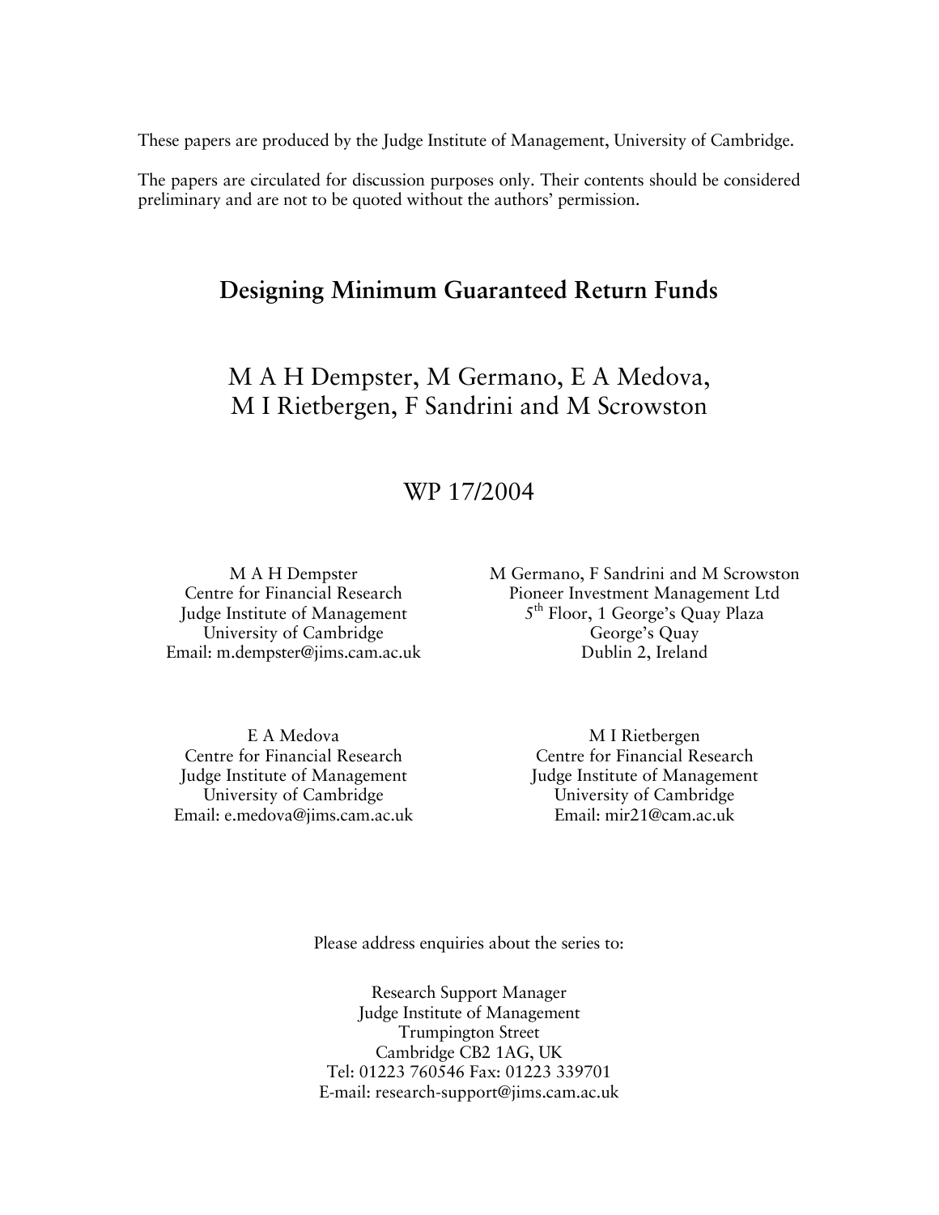These papers are produced by the Judge Institute of Management, University of Cambridge.

The papers are circulated for discussion purposes only. Their contents should be considered preliminary and are not to be quoted without the authors' permission.

# Designing Minimum Guaranteed Return Funds

M A H Dempster, M Germano, E A Medova,
M I Rietbergen, F Sandrini and M Scrowston

WP 17/2004

M A H Dempster
Centre for Financial Research
Judge Institute of Management
University of Cambridge
Email: m.dempster@jims.cam.ac.uk

M Germano, F Sandrini and M Scrowston
Pioneer Investment Management Ltd
5th Floor, 1 George's Quay Plaza
George's Quay
Dublin 2, Ireland

E A Medova
Centre for Financial Research
Judge Institute of Management
University of Cambridge
Email: e.medova@jims.cam.ac.uk

M I Rietbergen
Centre for Financial Research
Judge Institute of Management
University of Cambridge
Email: mir21@cam.ac.uk

Please address enquiries about the series to:

Research Support Manager
Judge Institute of Management
Trumpington Street
Cambridge CB2 1AG, UK
Tel: 01223 760546 Fax: 01223 339701
E-mail: research-support@jims.cam.ac.uk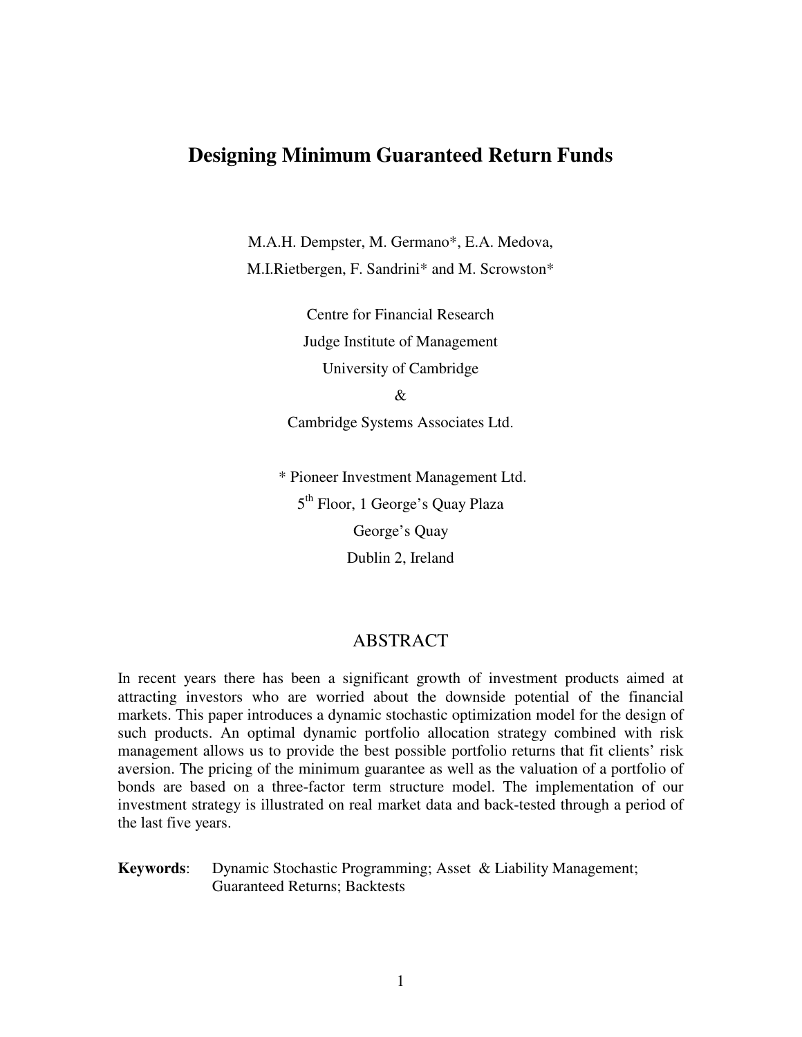# Designing Minimum Guaranteed Return Funds

M.A.H. Dempster, M. Germano*, E.A. Medova,
M.I.Rietbergen, F. Sandrini* and M. Scrowston*

Centre for Financial Research
Judge Institute of Management
University of Cambridge
&
Cambridge Systems Associates Ltd.

\* Pioneer Investment Management Ltd.
5th Floor, 1 George's Quay Plaza
George's Quay
Dublin 2, Ireland

## ABSTRACT

In recent years there has been a significant growth of investment products aimed at attracting investors who are worried about the downside potential of the financial markets. This paper introduces a dynamic stochastic optimization model for the design of such products. An optimal dynamic portfolio allocation strategy combined with risk management allows us to provide the best possible portfolio returns that fit clients' risk aversion. The pricing of the minimum guarantee as well as the valuation of a portfolio of bonds are based on a three-factor term structure model. The implementation of our investment strategy is illustrated on real market data and back-tested through a period of the last five years.

**Keywords**: Dynamic Stochastic Programming; Asset & Liability Management; Guaranteed Returns; Backtests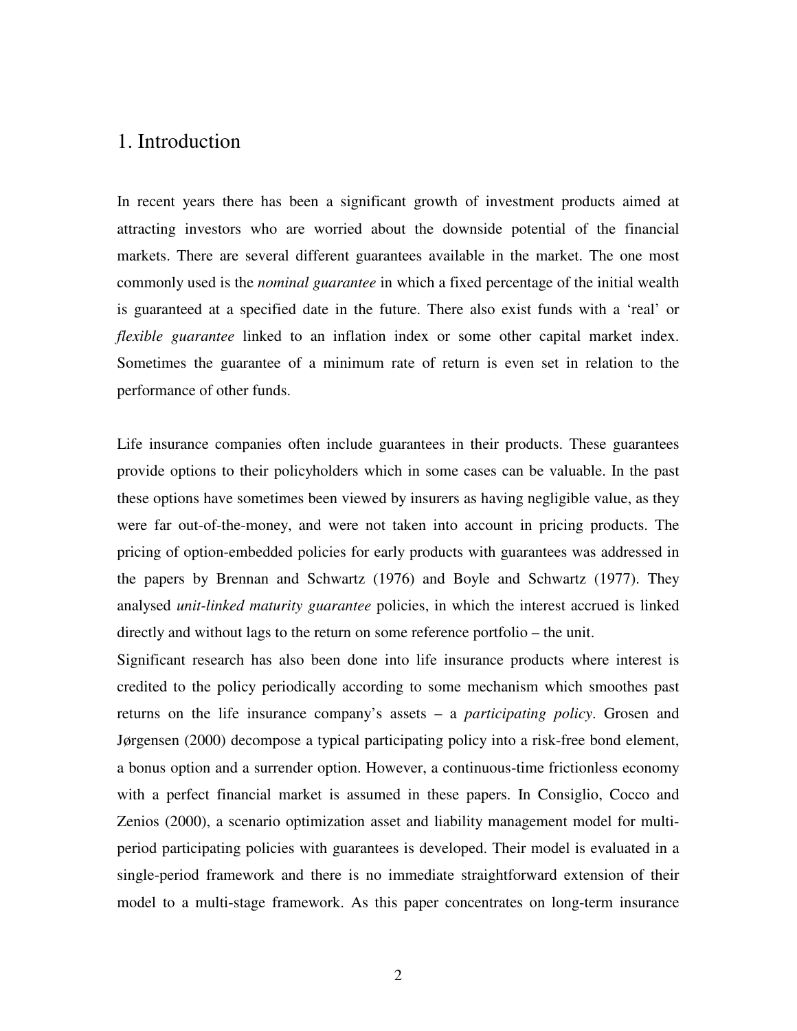# 1. Introduction

In recent years there has been a significant growth of investment products aimed at attracting investors who are worried about the downside potential of the financial markets. There are several different guarantees available in the market. The one most commonly used is the *nominal guarantee* in which a fixed percentage of the initial wealth is guaranteed at a specified date in the future. There also exist funds with a 'real' or *flexible guarantee* linked to an inflation index or some other capital market index. Sometimes the guarantee of a minimum rate of return is even set in relation to the performance of other funds.

Life insurance companies often include guarantees in their products. These guarantees provide options to their policyholders which in some cases can be valuable. In the past these options have sometimes been viewed by insurers as having negligible value, as they were far out-of-the-money, and were not taken into account in pricing products. The pricing of option-embedded policies for early products with guarantees was addressed in the papers by Brennan and Schwartz (1976) and Boyle and Schwartz (1977). They analysed *unit-linked maturity guarantee* policies, in which the interest accrued is linked directly and without lags to the return on some reference portfolio – the unit.

Significant research has also been done into life insurance products where interest is credited to the policy periodically according to some mechanism which smoothes past returns on the life insurance company's assets – a *participating policy*. Grosen and Jørgensen (2000) decompose a typical participating policy into a risk-free bond element, a bonus option and a surrender option. However, a continuous-time frictionless economy with a perfect financial market is assumed in these papers. In Consiglio, Cocco and Zenios (2000), a scenario optimization asset and liability management model for multi-period participating policies with guarantees is developed. Their model is evaluated in a single-period framework and there is no immediate straightforward extension of their model to a multi-stage framework. As this paper concentrates on long-term insurance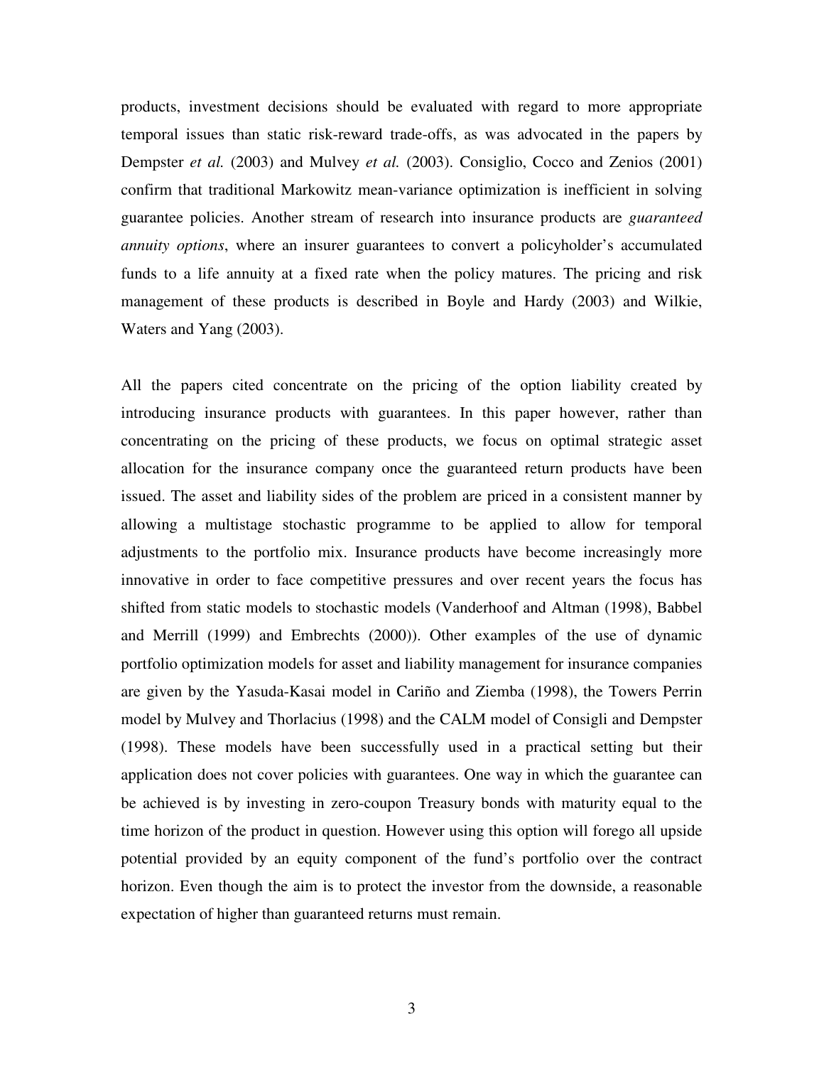products, investment decisions should be evaluated with regard to more appropriate temporal issues than static risk-reward trade-offs, as was advocated in the papers by Dempster *et al.* (2003) and Mulvey *et al.* (2003). Consiglio, Cocco and Zenios (2001) confirm that traditional Markowitz mean-variance optimization is inefficient in solving guarantee policies. Another stream of research into insurance products are *guaranteed annuity options*, where an insurer guarantees to convert a policyholder's accumulated funds to a life annuity at a fixed rate when the policy matures. The pricing and risk management of these products is described in Boyle and Hardy (2003) and Wilkie, Waters and Yang (2003).

All the papers cited concentrate on the pricing of the option liability created by introducing insurance products with guarantees. In this paper however, rather than concentrating on the pricing of these products, we focus on optimal strategic asset allocation for the insurance company once the guaranteed return products have been issued. The asset and liability sides of the problem are priced in a consistent manner by allowing a multistage stochastic programme to be applied to allow for temporal adjustments to the portfolio mix. Insurance products have become increasingly more innovative in order to face competitive pressures and over recent years the focus has shifted from static models to stochastic models (Vanderhoof and Altman (1998), Babbel and Merrill (1999) and Embrechts (2000)). Other examples of the use of dynamic portfolio optimization models for asset and liability management for insurance companies are given by the Yasuda-Kasai model in Cariño and Ziemba (1998), the Towers Perrin model by Mulvey and Thorlacius (1998) and the CALM model of Consigli and Dempster (1998). These models have been successfully used in a practical setting but their application does not cover policies with guarantees. One way in which the guarantee can be achieved is by investing in zero-coupon Treasury bonds with maturity equal to the time horizon of the product in question. However using this option will forego all upside potential provided by an equity component of the fund's portfolio over the contract horizon. Even though the aim is to protect the investor from the downside, a reasonable expectation of higher than guaranteed returns must remain.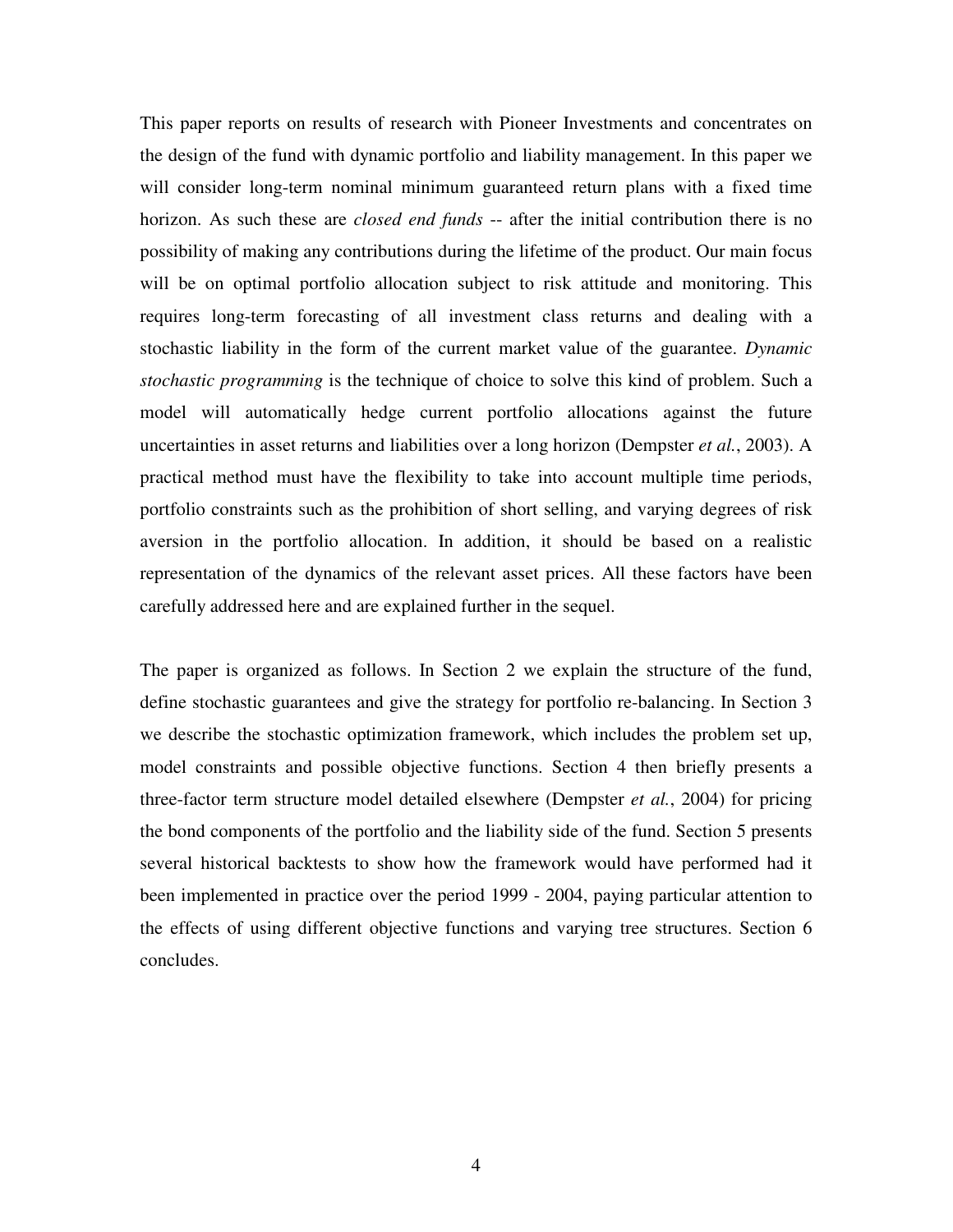This paper reports on results of research with Pioneer Investments and concentrates on the design of the fund with dynamic portfolio and liability management. In this paper we will consider long-term nominal minimum guaranteed return plans with a fixed time horizon. As such these are *closed end funds* -- after the initial contribution there is no possibility of making any contributions during the lifetime of the product. Our main focus will be on optimal portfolio allocation subject to risk attitude and monitoring. This requires long-term forecasting of all investment class returns and dealing with a stochastic liability in the form of the current market value of the guarantee. *Dynamic stochastic programming* is the technique of choice to solve this kind of problem. Such a model will automatically hedge current portfolio allocations against the future uncertainties in asset returns and liabilities over a long horizon (Dempster *et al.*, 2003). A practical method must have the flexibility to take into account multiple time periods, portfolio constraints such as the prohibition of short selling, and varying degrees of risk aversion in the portfolio allocation. In addition, it should be based on a realistic representation of the dynamics of the relevant asset prices. All these factors have been carefully addressed here and are explained further in the sequel.

The paper is organized as follows. In Section 2 we explain the structure of the fund, define stochastic guarantees and give the strategy for portfolio re-balancing. In Section 3 we describe the stochastic optimization framework, which includes the problem set up, model constraints and possible objective functions. Section 4 then briefly presents a three-factor term structure model detailed elsewhere (Dempster *et al.*, 2004) for pricing the bond components of the portfolio and the liability side of the fund. Section 5 presents several historical backtests to show how the framework would have performed had it been implemented in practice over the period 1999 - 2004, paying particular attention to the effects of using different objective functions and varying tree structures. Section 6 concludes.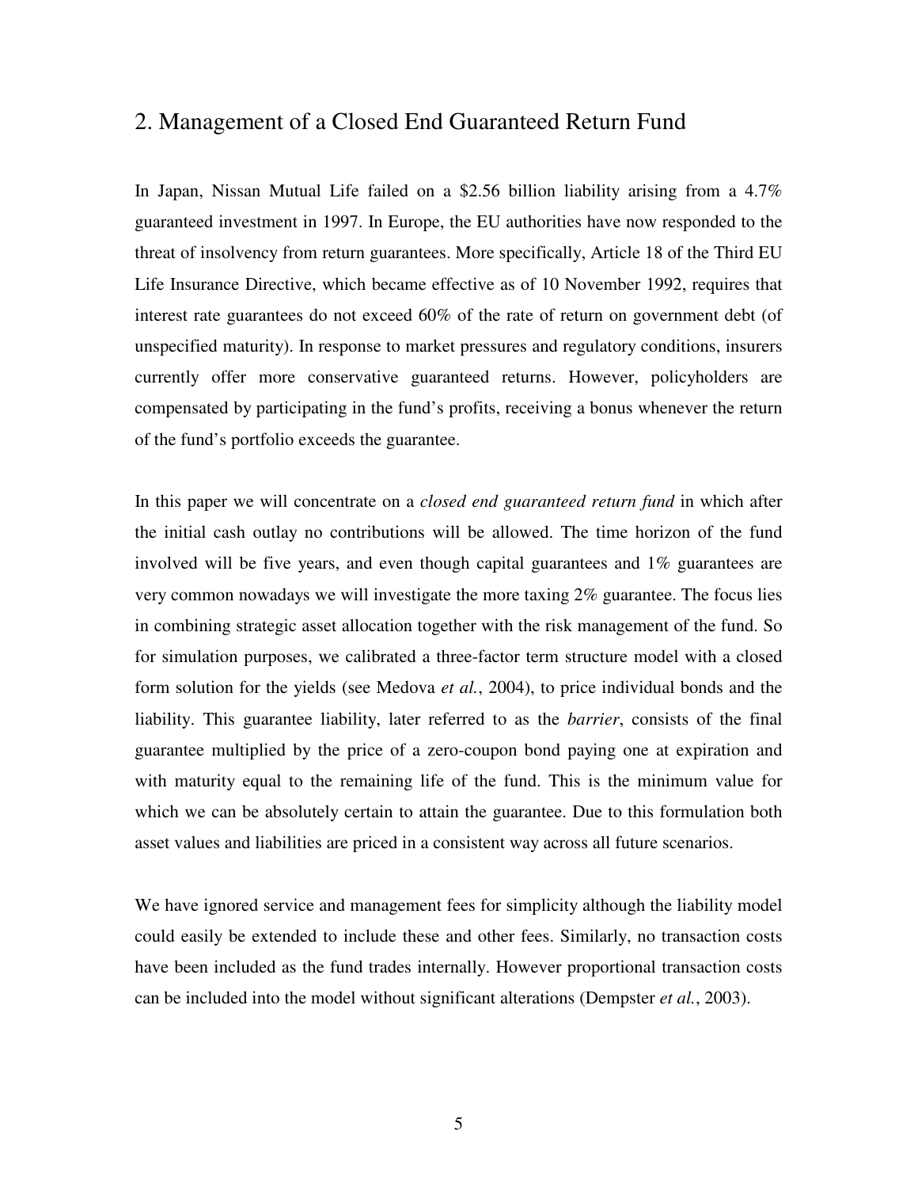## 2. Management of a Closed End Guaranteed Return Fund

In Japan, Nissan Mutual Life failed on a $2.56 billion liability arising from a 4.7% guaranteed investment in 1997. In Europe, the EU authorities have now responded to the threat of insolvency from return guarantees. More specifically, Article 18 of the Third EU Life Insurance Directive, which became effective as of 10 November 1992, requires that interest rate guarantees do not exceed 60% of the rate of return on government debt (of unspecified maturity). In response to market pressures and regulatory conditions, insurers currently offer more conservative guaranteed returns. However, policyholders are compensated by participating in the fund's profits, receiving a bonus whenever the return of the fund's portfolio exceeds the guarantee.

In this paper we will concentrate on a *closed end guaranteed return fund* in which after the initial cash outlay no contributions will be allowed. The time horizon of the fund involved will be five years, and even though capital guarantees and 1% guarantees are very common nowadays we will investigate the more taxing 2% guarantee. The focus lies in combining strategic asset allocation together with the risk management of the fund. So for simulation purposes, we calibrated a three-factor term structure model with a closed form solution for the yields (see Medova *et al.*, 2004), to price individual bonds and the liability. This guarantee liability, later referred to as the *barrier*, consists of the final guarantee multiplied by the price of a zero-coupon bond paying one at expiration and with maturity equal to the remaining life of the fund. This is the minimum value for which we can be absolutely certain to attain the guarantee. Due to this formulation both asset values and liabilities are priced in a consistent way across all future scenarios.

We have ignored service and management fees for simplicity although the liability model could easily be extended to include these and other fees. Similarly, no transaction costs have been included as the fund trades internally. However proportional transaction costs can be included into the model without significant alterations (Dempster *et al.*, 2003).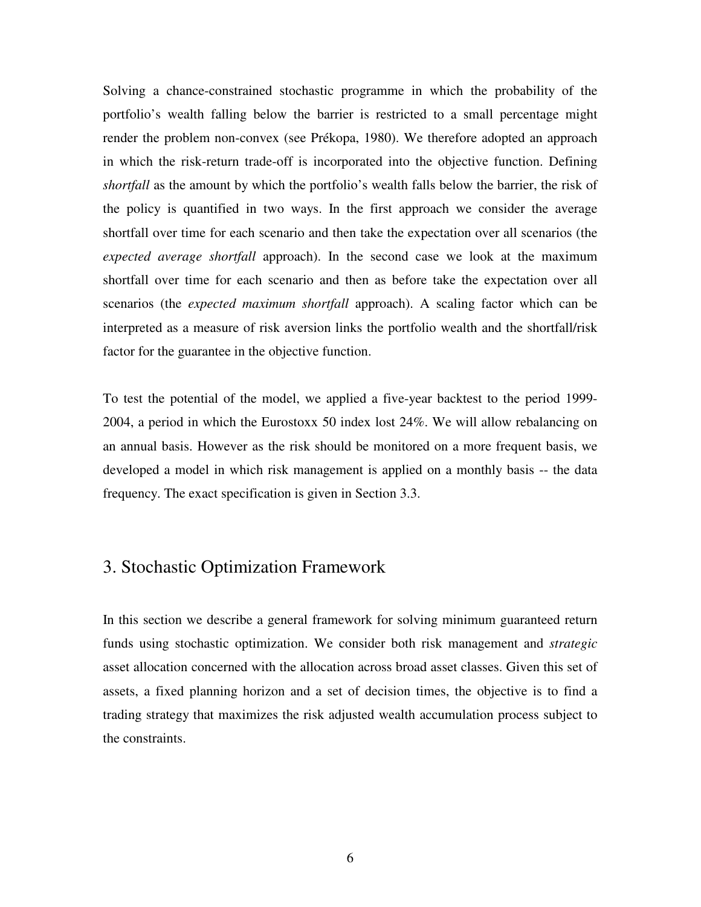Solving a chance-constrained stochastic programme in which the probability of the portfolio's wealth falling below the barrier is restricted to a small percentage might render the problem non-convex (see Prékopa, 1980). We therefore adopted an approach in which the risk-return trade-off is incorporated into the objective function. Defining *shortfall* as the amount by which the portfolio's wealth falls below the barrier, the risk of the policy is quantified in two ways. In the first approach we consider the average shortfall over time for each scenario and then take the expectation over all scenarios (the *expected average shortfall* approach). In the second case we look at the maximum shortfall over time for each scenario and then as before take the expectation over all scenarios (the *expected maximum shortfall* approach). A scaling factor which can be interpreted as a measure of risk aversion links the portfolio wealth and the shortfall/risk factor for the guarantee in the objective function.

To test the potential of the model, we applied a five-year backtest to the period 1999-2004, a period in which the Eurostoxx 50 index lost 24%. We will allow rebalancing on an annual basis. However as the risk should be monitored on a more frequent basis, we developed a model in which risk management is applied on a monthly basis -- the data frequency. The exact specification is given in Section 3.3.

## 3. Stochastic Optimization Framework

In this section we describe a general framework for solving minimum guaranteed return funds using stochastic optimization. We consider both risk management and *strategic* asset allocation concerned with the allocation across broad asset classes. Given this set of assets, a fixed planning horizon and a set of decision times, the objective is to find a trading strategy that maximizes the risk adjusted wealth accumulation process subject to the constraints.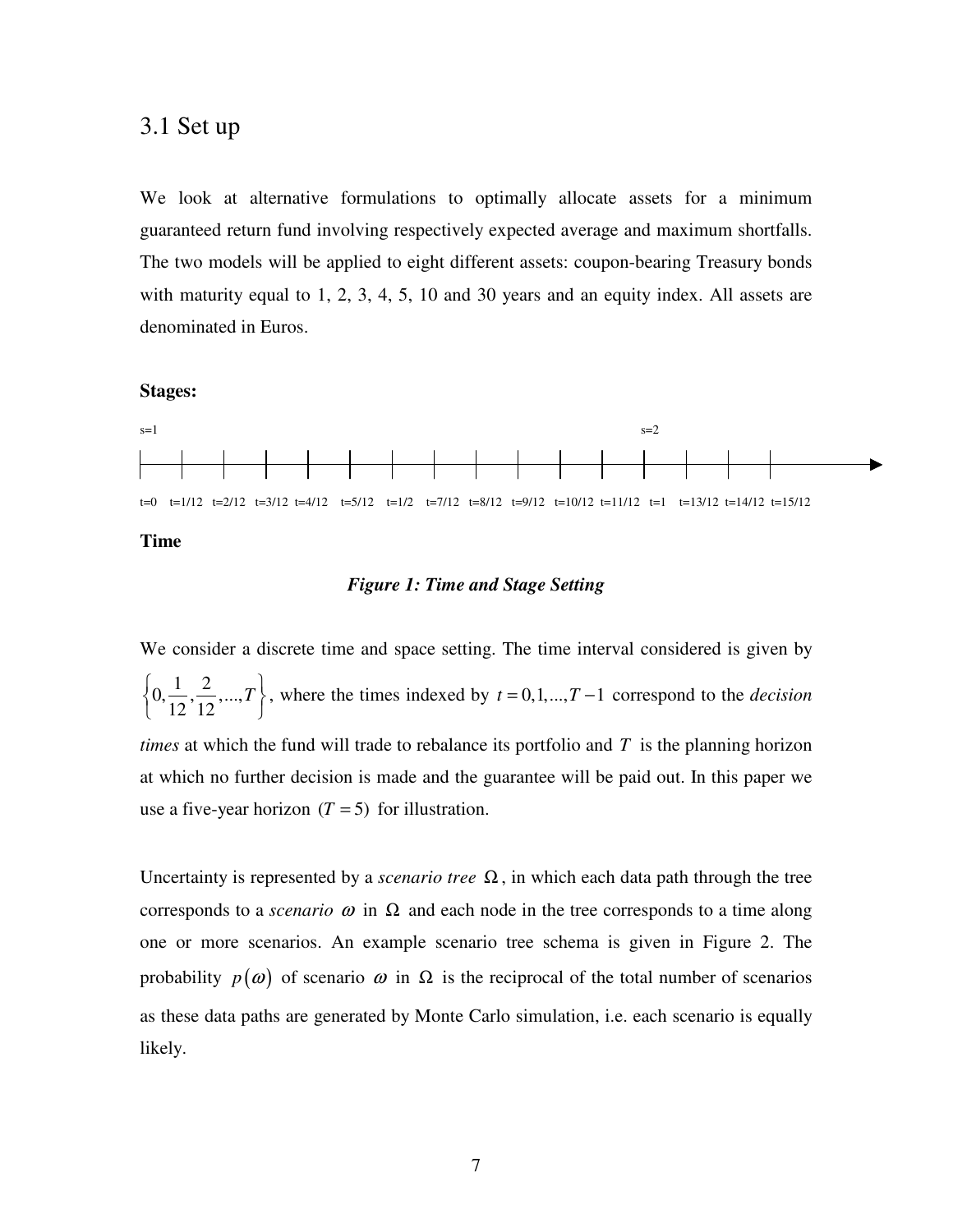## 3.1 Set up

We look at alternative formulations to optimally allocate assets for a minimum guaranteed return fund involving respectively expected average and maximum shortfalls. The two models will be applied to eight different assets: coupon-bearing Treasury bonds with maturity equal to 1, 2, 3, 4, 5, 10 and 30 years and an equity index. All assets are denominated in Euros.

**Stages:**

s=1 s=2

t=0 t=1/12 t=2/12 t=3/12 t=4/12 t=5/12 t=1/2 t=7/12 t=8/12 t=9/12 t=10/12 t=11/12 t=1 t=13/12 t=14/12 t=15/12

**Time**

***Figure 1: Time and Stage Setting***

We consider a discrete time and space setting. The time interval considered is given by $\left\{0, \frac{1}{12}, \frac{2}{12}, ..., T\right\}$, where the times indexed by $t = 0,1,...,T-1$ correspond to the *decision times* at which the fund will trade to rebalance its portfolio and $T$ is the planning horizon at which no further decision is made and the guarantee will be paid out. In this paper we use a five-year horizon $(T = 5)$ for illustration.

Uncertainty is represented by a *scenario tree* $\Omega$, in which each data path through the tree corresponds to a *scenario* $\omega$ in $\Omega$ and each node in the tree corresponds to a time along one or more scenarios. An example scenario tree schema is given in Figure 2. The probability $p(\omega)$ of scenario $\omega$ in $\Omega$ is the reciprocal of the total number of scenarios as these data paths are generated by Monte Carlo simulation, i.e. each scenario is equally likely.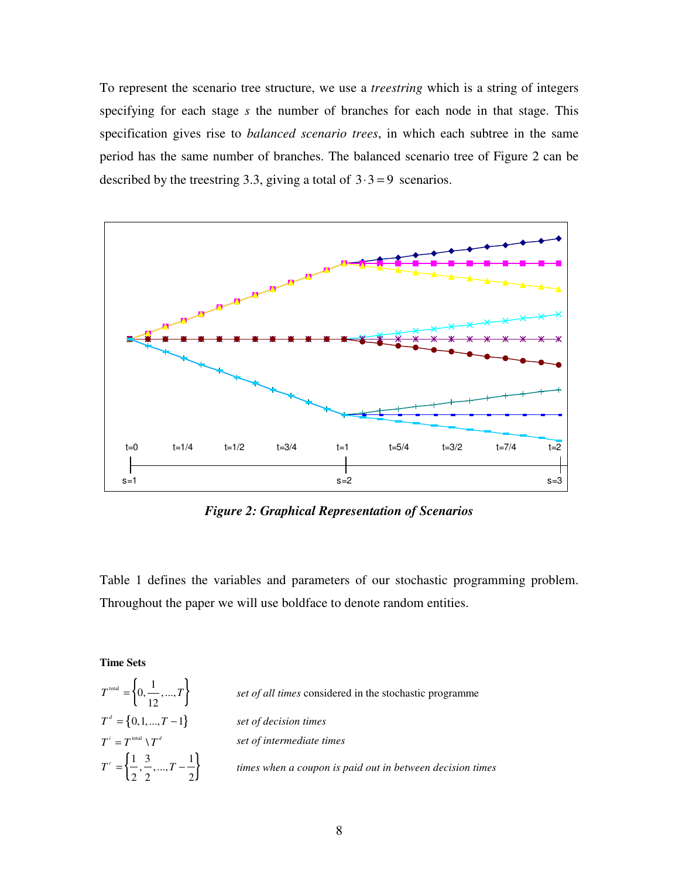To represent the scenario tree structure, we use a *treestring* which is a string of integers specifying for each stage $s$ the number of branches for each node in that stage. This specification gives rise to *balanced scenario trees*, in which each subtree in the same period has the same number of branches. The balanced scenario tree of Figure 2 can be described by the treestring 3.3, giving a total of $3 \cdot 3 = 9$ scenarios.

***Figure 2: Graphical Representation of Scenarios***

Table 1 defines the variables and parameters of our stochastic programming problem. Throughout the paper we will use boldface to denote random entities.

**Time Sets**

| | |
|---|---|
| $T^{\text{total}} = \left\{0, \frac{1}{12}, ..., T\right\}$ | *set of all times* considered in the stochastic programme |
| $T^{d} = \{0, 1, ..., T-1\}$ | *set of decision times* |
| $T^{i} = T^{\text{total}} \setminus T^{d}$ | *set of intermediate times* |
| $T^{c} = \left\{\frac{1}{2}, \frac{3}{2}, ..., T - \frac{1}{2}\right\}$ | *times when a coupon is paid out in between decision times* |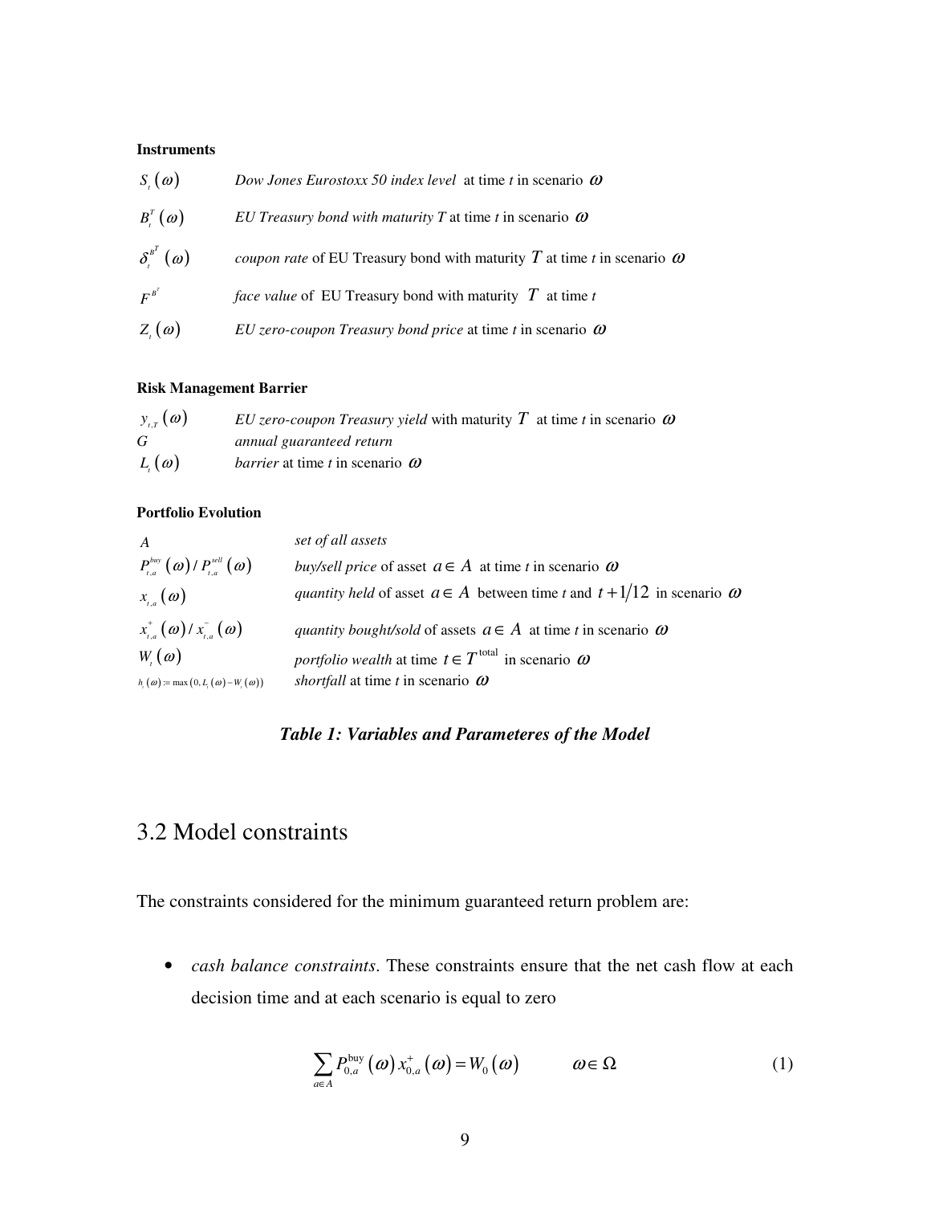**Instruments**

| | |
|---|---|
| $S_t(\omega)$ | *Dow Jones Eurostoxx 50 index level* at time *t* in scenario $\omega$ |
| $B_t^T(\omega)$ | *EU Treasury bond with maturity T* at time *t* in scenario $\omega$ |
| $\delta_t^{B^T}(\omega)$ | *coupon rate* of EU Treasury bond with maturity $T$ at time *t* in scenario $\omega$ |
| $F^{B^T}$ | *face value* of EU Treasury bond with maturity $T$ at time *t* |
| $Z_t(\omega)$ | *EU zero-coupon Treasury bond price* at time *t* in scenario $\omega$ |

**Risk Management Barrier**

| | |
|---|---|
| $y_{t,T}(\omega)$ | *EU zero-coupon Treasury yield* with maturity $T$ at time *t* in scenario $\omega$ |
| $G$ | *annual guaranteed return* |
| $L_t(\omega)$ | *barrier* at time *t* in scenario $\omega$ |

**Portfolio Evolution**

| | |
|---|---|
| $A$ | *set of all assets* |
| $P_{t,a}^{buy}(\omega) / P_{t,a}^{sell}(\omega)$ | *buy/sell price* of asset $a \in A$ at time *t* in scenario $\omega$ |
| $x_{t,a}(\omega)$ | *quantity held* of asset $a \in A$ between time *t* and $t + 1/12$ in scenario $\omega$ |
| $x_{t,a}^{+}(\omega) / x_{t,a}^{-}(\omega)$ | *quantity bought/sold* of assets $a \in A$ at time *t* in scenario $\omega$ |
| $W_t(\omega)$ | *portfolio wealth* at time $t \in T^{\text{total}}$ in scenario $\omega$ |
| $h_t(\omega) := \max\left(0, L_t(\omega) - W_t(\omega)\right)$ | *shortfall* at time *t* in scenario $\omega$ |

***Table 1: Variables and Parameteres of the Model***

## 3.2 Model constraints

The constraints considered for the minimum guaranteed return problem are:

- *cash balance constraints*. These constraints ensure that the net cash flow at each decision time and at each scenario is equal to zero

$$\sum_{a \in A} P_{0,a}^{\text{buy}}(\omega)\, x_{0,a}^{+}(\omega) = W_0(\omega) \qquad \omega \in \Omega \tag{1}$$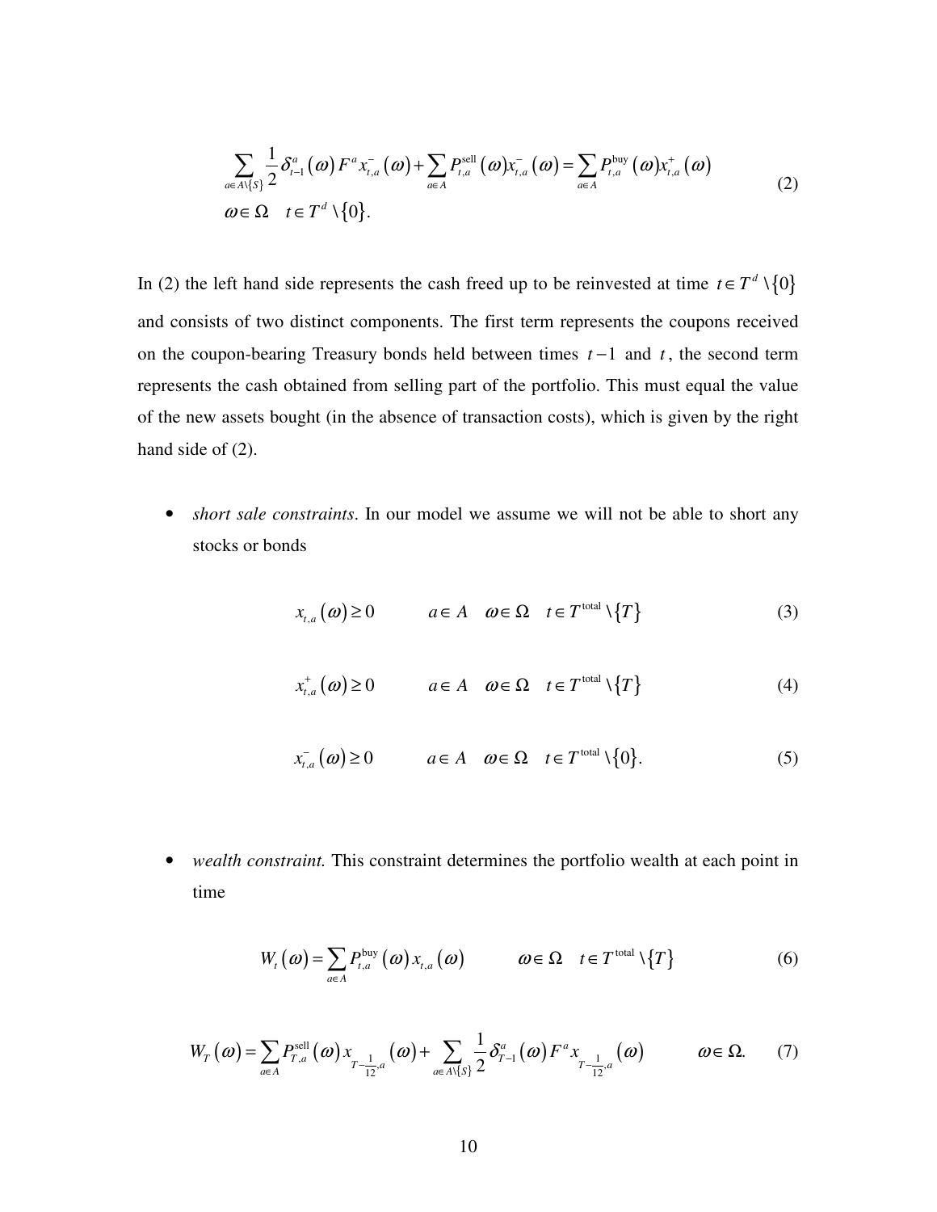$$\sum_{a \in A \setminus \{S\}} \frac{1}{2} \delta_{t-1}^{a}(\omega) F^{a} x_{t,a}^{-}(\omega) + \sum_{a \in A} P_{t,a}^{\text{sell}}(\omega) x_{t,a}^{-}(\omega) = \sum_{a \in A} P_{t,a}^{\text{buy}}(\omega) x_{t,a}^{+}(\omega) \qquad (2)$$
$$\omega \in \Omega \quad t \in T^{d} \setminus \{0\}.$$

In (2) the left hand side represents the cash freed up to be reinvested at time $t \in T^{d} \setminus \{0\}$ and consists of two distinct components. The first term represents the coupons received on the coupon-bearing Treasury bonds held between times $t-1$ and $t$, the second term represents the cash obtained from selling part of the portfolio. This must equal the value of the new assets bought (in the absence of transaction costs), which is given by the right hand side of (2).

- *short sale constraints*. In our model we assume we will not be able to short any stocks or bonds

$$x_{t,a}(\omega) \geq 0 \qquad a \in A \quad \omega \in \Omega \quad t \in T^{\text{total}} \setminus \{T\} \qquad (3)$$

$$x_{t,a}^{+}(\omega) \geq 0 \qquad a \in A \quad \omega \in \Omega \quad t \in T^{\text{total}} \setminus \{T\} \qquad (4)$$

$$x_{t,a}^{-}(\omega) \geq 0 \qquad a \in A \quad \omega \in \Omega \quad t \in T^{\text{total}} \setminus \{0\}. \qquad (5)$$

- *wealth constraint.* This constraint determines the portfolio wealth at each point in time

$$W_{t}(\omega) = \sum_{a \in A} P_{t,a}^{\text{buy}}(\omega) x_{t,a}(\omega) \qquad \omega \in \Omega \quad t \in T^{\text{total}} \setminus \{T\} \qquad (6)$$

$$W_{T}(\omega) = \sum_{a \in A} P_{T,a}^{\text{sell}}(\omega) x_{T-\frac{1}{12},a}(\omega) + \sum_{a \in A \setminus \{S\}} \frac{1}{2} \delta_{T-1}^{a}(\omega) F^{a} x_{T-\frac{1}{12},a}(\omega) \qquad \omega \in \Omega. \qquad (7)$$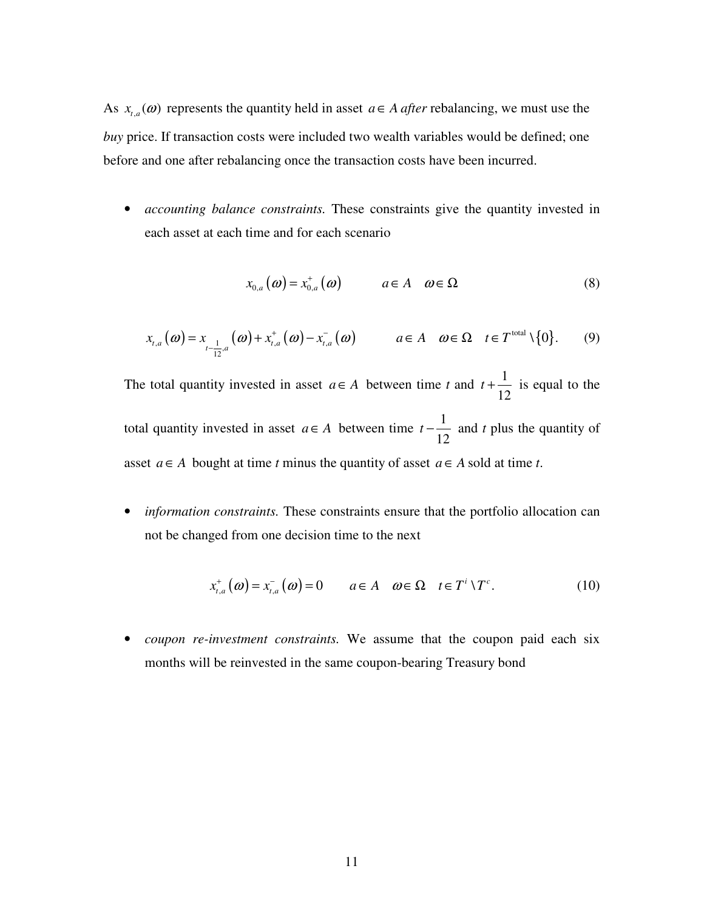As $x_{t,a}(\omega)$ represents the quantity held in asset $a \in A$ *after* rebalancing, we must use the *buy* price. If transaction costs were included two wealth variables would be defined; one before and one after rebalancing once the transaction costs have been incurred.

- *accounting balance constraints.* These constraints give the quantity invested in each asset at each time and for each scenario

$$x_{0,a}(\omega) = x_{0,a}^{+}(\omega) \qquad a \in A \quad \omega \in \Omega \tag{8}$$

$$x_{t,a}(\omega) = x_{t-\frac{1}{12},a}(\omega) + x_{t,a}^{+}(\omega) - x_{t,a}^{-}(\omega) \qquad a \in A \quad \omega \in \Omega \quad t \in T^{\text{total}} \setminus \{0\}. \tag{9}$$

  The total quantity invested in asset $a \in A$ between time $t$ and $t + \frac{1}{12}$ is equal to the total quantity invested in asset $a \in A$ between time $t - \frac{1}{12}$ and $t$ plus the quantity of asset $a \in A$ bought at time $t$ minus the quantity of asset $a \in A$ sold at time $t$.

- *information constraints.* These constraints ensure that the portfolio allocation can not be changed from one decision time to the next

$$x_{t,a}^{+}(\omega) = x_{t,a}^{-}(\omega) = 0 \qquad a \in A \quad \omega \in \Omega \quad t \in T^{i} \setminus T^{c}. \tag{10}$$

- *coupon re-investment constraints.* We assume that the coupon paid each six months will be reinvested in the same coupon-bearing Treasury bond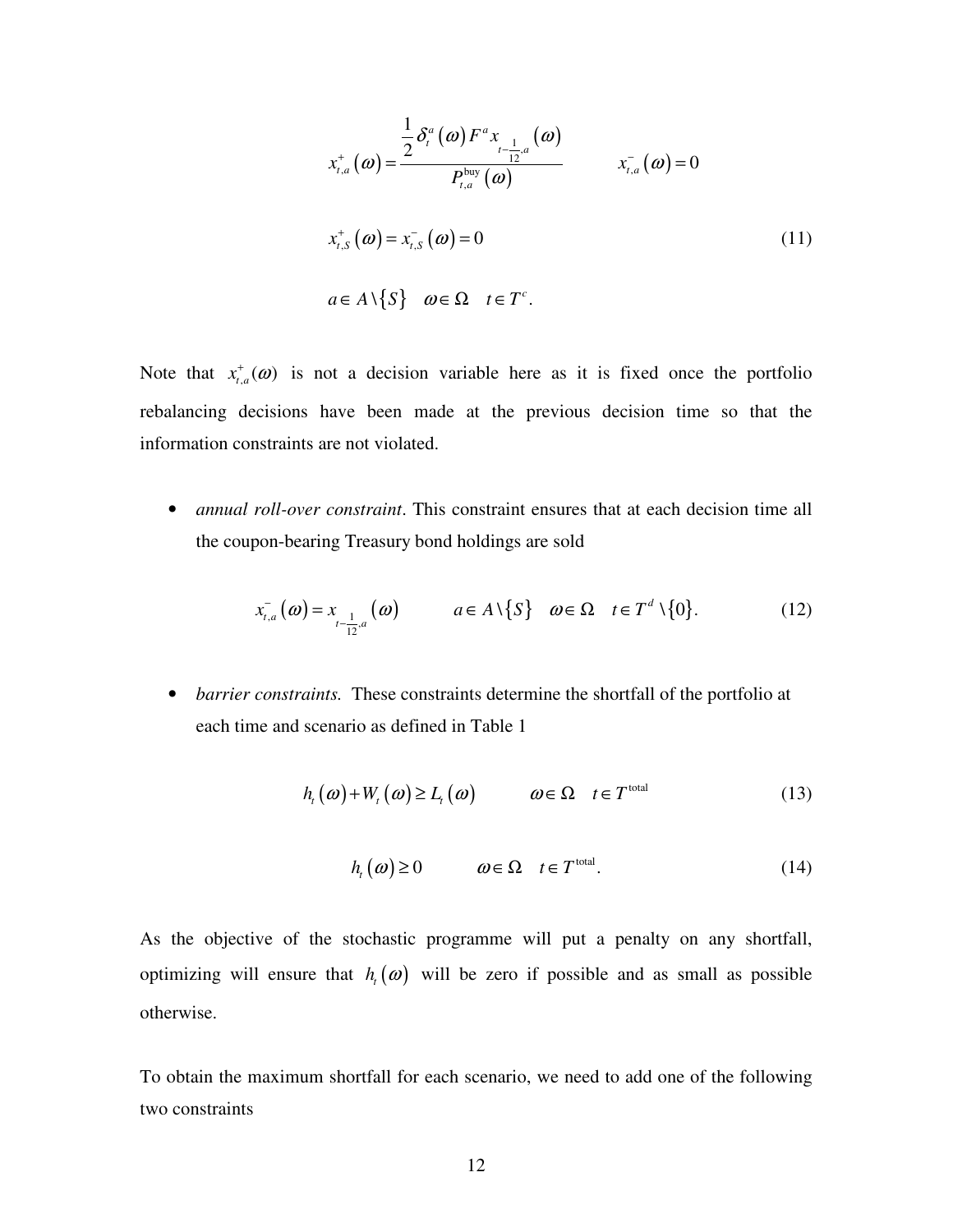$$x_{t,a}^{+}(\omega) = \frac{\frac{1}{2}\delta_t^a(\omega) F^a x_{t-\frac{1}{12},a}(\omega)}{P_{t,a}^{\text{buy}}(\omega)} \qquad x_{t,a}^{-}(\omega) = 0$$

$$x_{t,S}^{+}(\omega) = x_{t,S}^{-}(\omega) = 0 \tag{11}$$

$$a \in A \setminus \{S\} \quad \omega \in \Omega \quad t \in T^c.$$

Note that $x_{t,a}^{+}(\omega)$ is not a decision variable here as it is fixed once the portfolio rebalancing decisions have been made at the previous decision time so that the information constraints are not violated.

- *annual roll-over constraint*. This constraint ensures that at each decision time all the coupon-bearing Treasury bond holdings are sold

$$x_{t,a}^{-}(\omega) = x_{t-\frac{1}{12},a}(\omega) \qquad a \in A \setminus \{S\} \quad \omega \in \Omega \quad t \in T^d \setminus \{0\}. \tag{12}$$

- *barrier constraints.* These constraints determine the shortfall of the portfolio at each time and scenario as defined in Table 1

$$h_t(\omega) + W_t(\omega) \geq L_t(\omega) \qquad \omega \in \Omega \quad t \in T^{\text{total}} \tag{13}$$

$$h_t(\omega) \geq 0 \qquad \omega \in \Omega \quad t \in T^{\text{total}}. \tag{14}$$

As the objective of the stochastic programme will put a penalty on any shortfall, optimizing will ensure that $h_t(\omega)$ will be zero if possible and as small as possible otherwise.

To obtain the maximum shortfall for each scenario, we need to add one of the following two constraints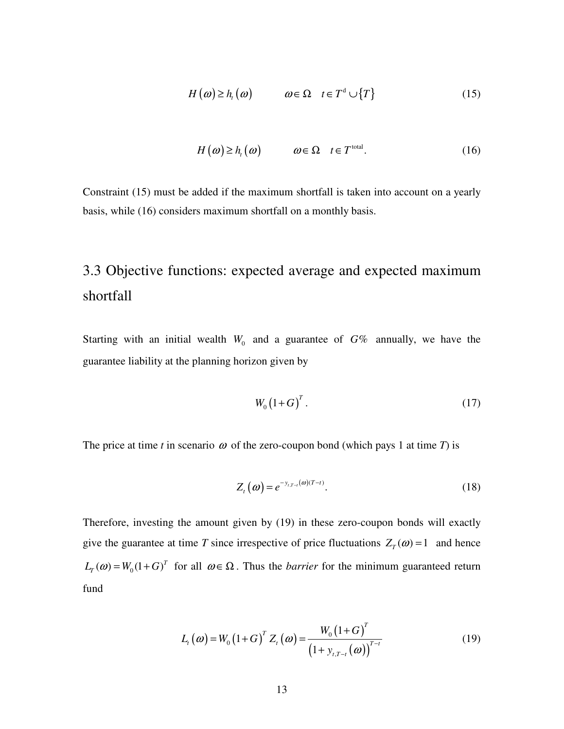$$H(\omega) \geq h_t(\omega) \qquad \omega \in \Omega \quad t \in T^{\mathrm{d}} \cup \{T\} \tag{15}$$

$$H(\omega) \geq h_t(\omega) \qquad \omega \in \Omega \quad t \in T^{\mathrm{total}}. \tag{16}$$

Constraint (15) must be added if the maximum shortfall is taken into account on a yearly basis, while (16) considers maximum shortfall on a monthly basis.

## 3.3 Objective functions: expected average and expected maximum shortfall

Starting with an initial wealth $W_0$ and a guarantee of $G\%$ annually, we have the guarantee liability at the planning horizon given by

$$W_0 (1+G)^T. \tag{17}$$

The price at time *t* in scenario $\omega$ of the zero-coupon bond (which pays 1 at time *T*) is

$$Z_t(\omega) = e^{-y_{t,T-t}(\omega)(T-t)}. \tag{18}$$

Therefore, investing the amount given by (19) in these zero-coupon bonds will exactly give the guarantee at time *T* since irrespective of price fluctuations $Z_T(\omega) = 1$ and hence $L_T(\omega) = W_0(1+G)^T$ for all $\omega \in \Omega$. Thus the *barrier* for the minimum guaranteed return fund

$$L_t(\omega) = W_0 (1+G)^T Z_t(\omega) = \frac{W_0 (1+G)^T}{(1+y_{t,T-t}(\omega))^{T-t}} \tag{19}$$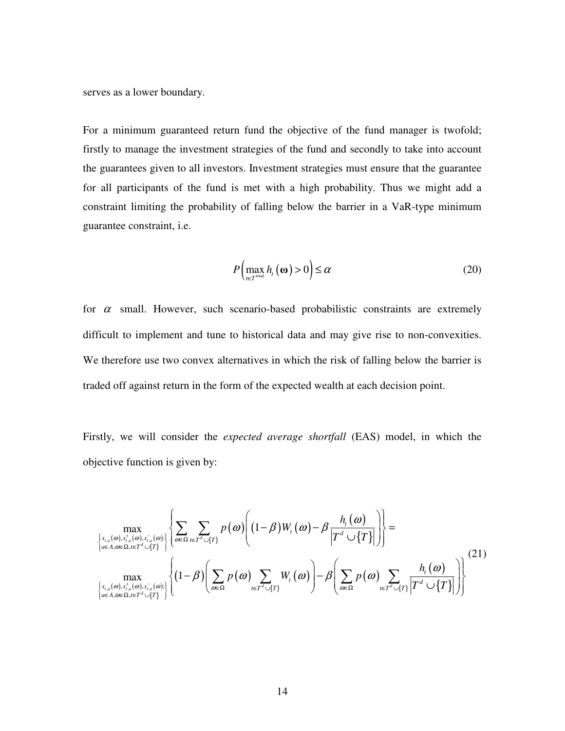serves as a lower boundary.

For a minimum guaranteed return fund the objective of the fund manager is twofold; firstly to manage the investment strategies of the fund and secondly to take into account the guarantees given to all investors. Investment strategies must ensure that the guarantee for all participants of the fund is met with a high probability. Thus we might add a constraint limiting the probability of falling below the barrier in a VaR-type minimum guarantee constraint, i.e.

$$P\left(\max_{t\in T^{\text{total}}} h_t(\boldsymbol{\omega}) > 0\right) \leq \alpha \tag{20}$$

for $\alpha$ small. However, such scenario-based probabilistic constraints are extremely difficult to implement and tune to historical data and may give rise to non-convexities. We therefore use two convex alternatives in which the risk of falling below the barrier is traded off against return in the form of the expected wealth at each decision point.

Firstly, we will consider the *expected average shortfall* (EAS) model, in which the objective function is given by:

$$\begin{aligned}
&\max_{\substack{\left\{x_{t,a}(\omega),x^{+}_{t,a}(\omega),x^{-}_{t,a}(\omega):\right. \\ \left. a\in A,\omega\in\Omega,t\in T^d\cup\{T\}\right\}}} \left\{ \sum_{\omega\in\Omega}\sum_{t\in T^d\cup\{T\}} p(\omega)\left( (1-\beta)W_t(\omega) - \beta\frac{h_t(\omega)}{\left|T^d\cup\{T\}\right|}\right)\right\} = \\
&\max_{\substack{\left\{x_{t,a}(\omega),x^{+}_{t,a}(\omega),x^{-}_{t,a}(\omega):\right. \\ \left. a\in A,\omega\in\Omega,t\in T^d\cup\{T\}\right\}}} \left\{ (1-\beta)\left(\sum_{\omega\in\Omega} p(\omega)\sum_{t\in T^d\cup\{T\}} W_t(\omega)\right) - \beta\left(\sum_{\omega\in\Omega} p(\omega)\sum_{t\in T^d\cup\{T\}}\frac{h_t(\omega)}{\left|T^d\cup\{T\}\right|}\right)\right\}
\end{aligned} \tag{21}$$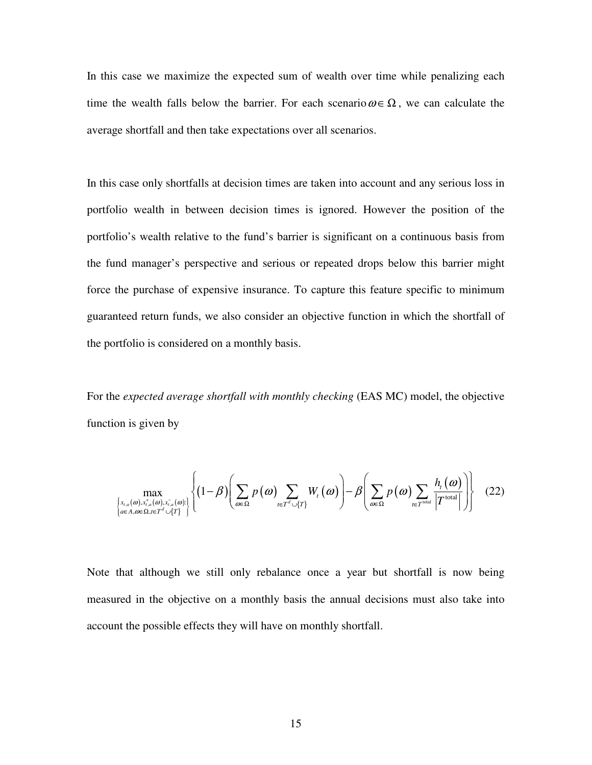In this case we maximize the expected sum of wealth over time while penalizing each time the wealth falls below the barrier. For each scenario $\omega \in \Omega$, we can calculate the average shortfall and then take expectations over all scenarios.

In this case only shortfalls at decision times are taken into account and any serious loss in portfolio wealth in between decision times is ignored. However the position of the portfolio's wealth relative to the fund's barrier is significant on a continuous basis from the fund manager's perspective and serious or repeated drops below this barrier might force the purchase of expensive insurance. To capture this feature specific to minimum guaranteed return funds, we also consider an objective function in which the shortfall of the portfolio is considered on a monthly basis.

For the *expected average shortfall with monthly checking* (EAS MC) model, the objective function is given by

$$\max_{\substack{\left\{x_{t,a}(\omega), x_{t,a}^{+}(\omega), x_{t,a}^{-}(\omega): \right\} \\ \left\{a \in A, \omega \in \Omega, t \in T^{d} \cup \{T\}\right\}}} \left\{ (1-\beta) \left( \sum_{\omega \in \Omega} p(\omega) \sum_{t \in T^{d} \cup \{T\}} W_{t}(\omega) \right) - \beta \left( \sum_{\omega \in \Omega} p(\omega) \sum_{t \in T^{\text{total}}} \frac{h_{t}(\omega)}{\left|T^{\text{total}}\right|} \right) \right\} \quad (22)$$

Note that although we still only rebalance once a year but shortfall is now being measured in the objective on a monthly basis the annual decisions must also take into account the possible effects they will have on monthly shortfall.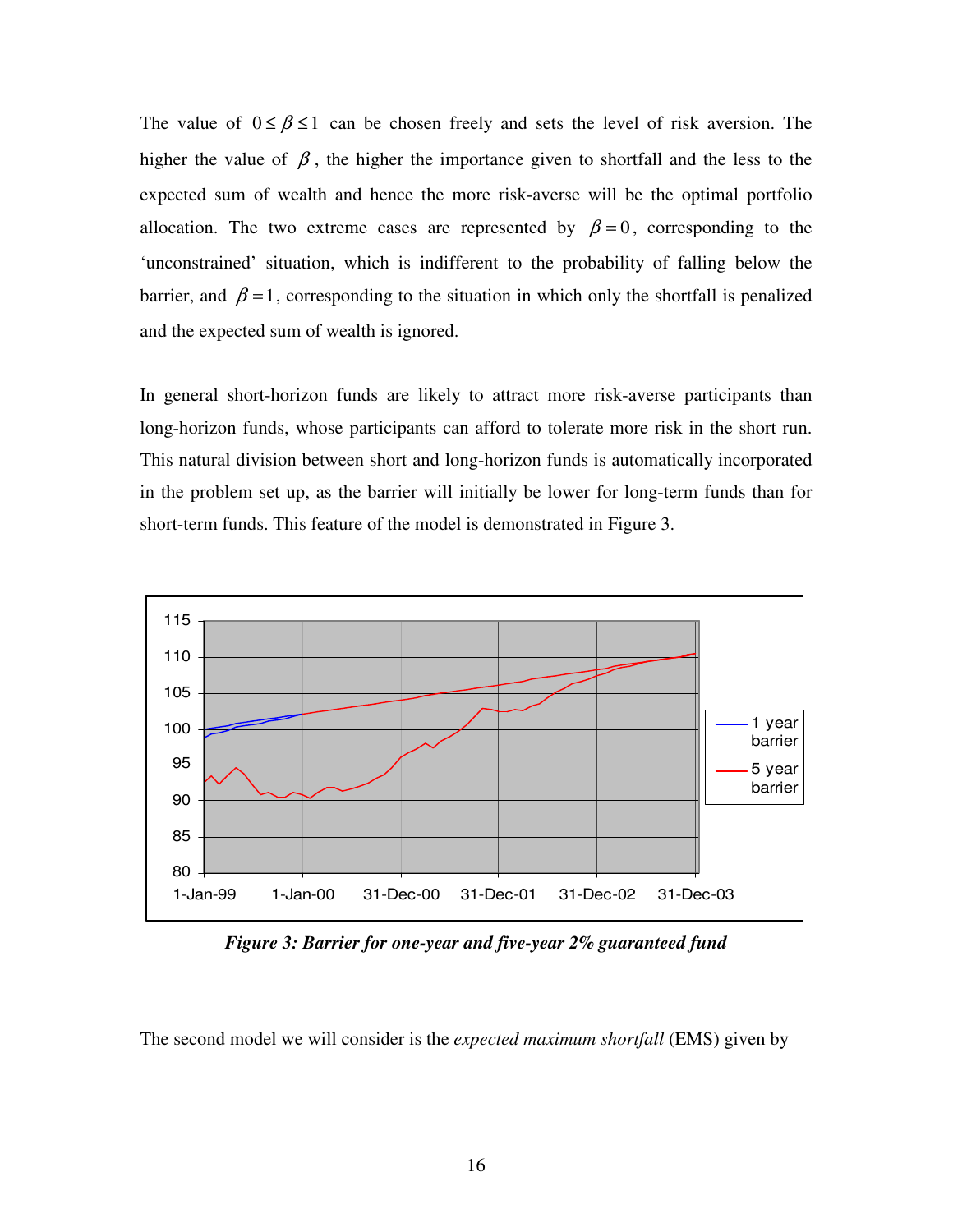The value of $0 \le \beta \le 1$ can be chosen freely and sets the level of risk aversion. The higher the value of $\beta$, the higher the importance given to shortfall and the less to the expected sum of wealth and hence the more risk-averse will be the optimal portfolio allocation. The two extreme cases are represented by $\beta = 0$, corresponding to the 'unconstrained' situation, which is indifferent to the probability of falling below the barrier, and $\beta = 1$, corresponding to the situation in which only the shortfall is penalized and the expected sum of wealth is ignored.

In general short-horizon funds are likely to attract more risk-averse participants than long-horizon funds, whose participants can afford to tolerate more risk in the short run. This natural division between short and long-horizon funds is automatically incorporated in the problem set up, as the barrier will initially be lower for long-term funds than for short-term funds. This feature of the model is demonstrated in Figure 3.

***Figure 3: Barrier for one-year and five-year 2% guaranteed fund***

The second model we will consider is the *expected maximum shortfall* (EMS) given by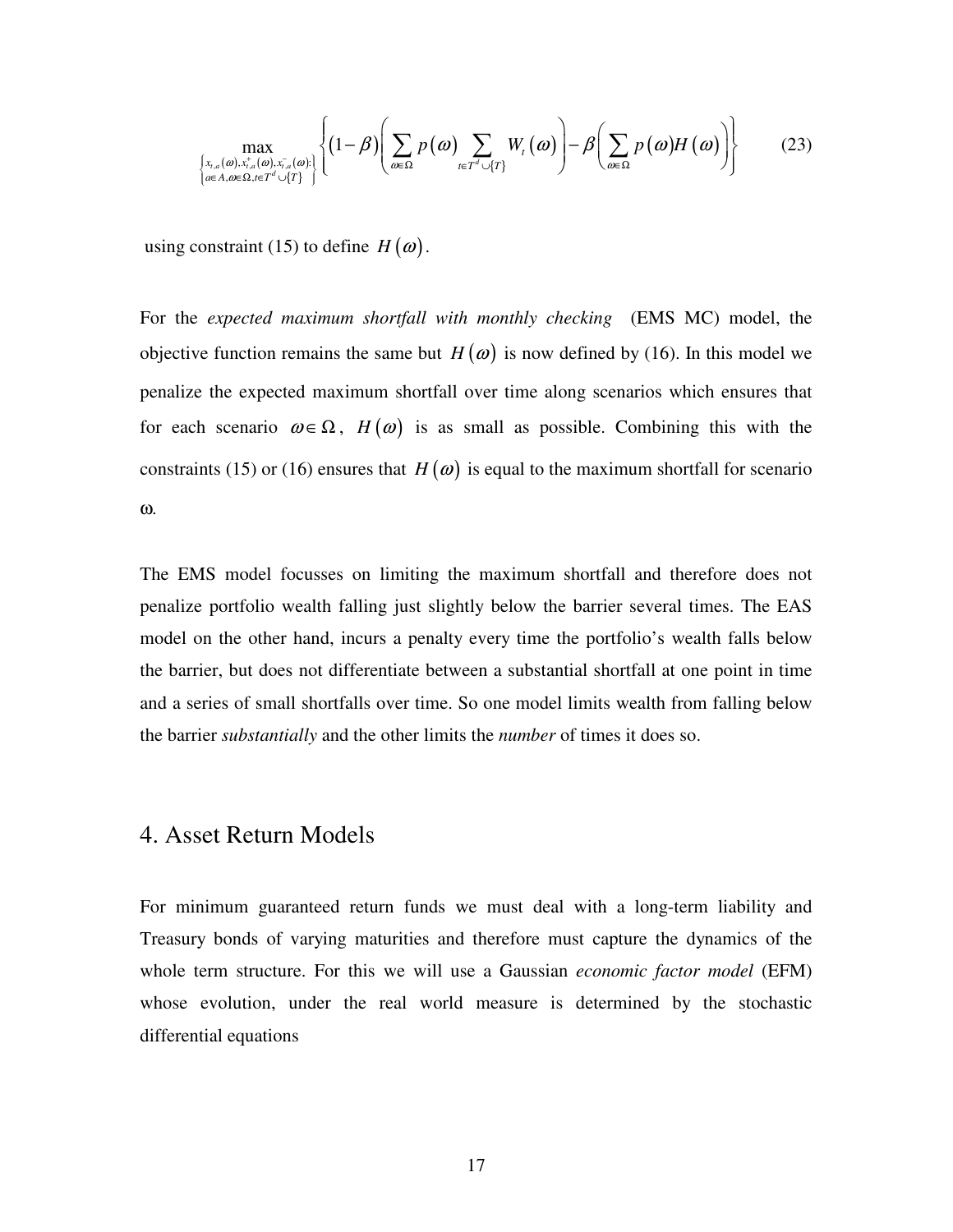$$\max_{\left\{\substack{x_{t,a}(\omega),x^+_{t,a}(\omega),x^-_{t,a}(\omega): \\ a\in A,\omega\in\Omega,t\in T^d\cup\{T\}}\right\}} \left\{(1-\beta)\left(\sum_{\omega\in\Omega} p(\omega)\sum_{t\in T^d\cup\{T\}} W_t(\omega)\right) - \beta\left(\sum_{\omega\in\Omega} p(\omega)H(\omega)\right)\right\} \qquad (23)$$

using constraint (15) to define $H(\omega)$.

For the *expected maximum shortfall with monthly checking* (EMS MC) model, the objective function remains the same but $H(\omega)$ is now defined by (16). In this model we penalize the expected maximum shortfall over time along scenarios which ensures that for each scenario $\omega\in\Omega$, $H(\omega)$ is as small as possible. Combining this with the constraints (15) or (16) ensures that $H(\omega)$ is equal to the maximum shortfall for scenario $\omega$.

The EMS model focusses on limiting the maximum shortfall and therefore does not penalize portfolio wealth falling just slightly below the barrier several times. The EAS model on the other hand, incurs a penalty every time the portfolio's wealth falls below the barrier, but does not differentiate between a substantial shortfall at one point in time and a series of small shortfalls over time. So one model limits wealth from falling below the barrier *substantially* and the other limits the *number* of times it does so.

## 4. Asset Return Models

For minimum guaranteed return funds we must deal with a long-term liability and Treasury bonds of varying maturities and therefore must capture the dynamics of the whole term structure. For this we will use a Gaussian *economic factor model* (EFM) whose evolution, under the real world measure is determined by the stochastic differential equations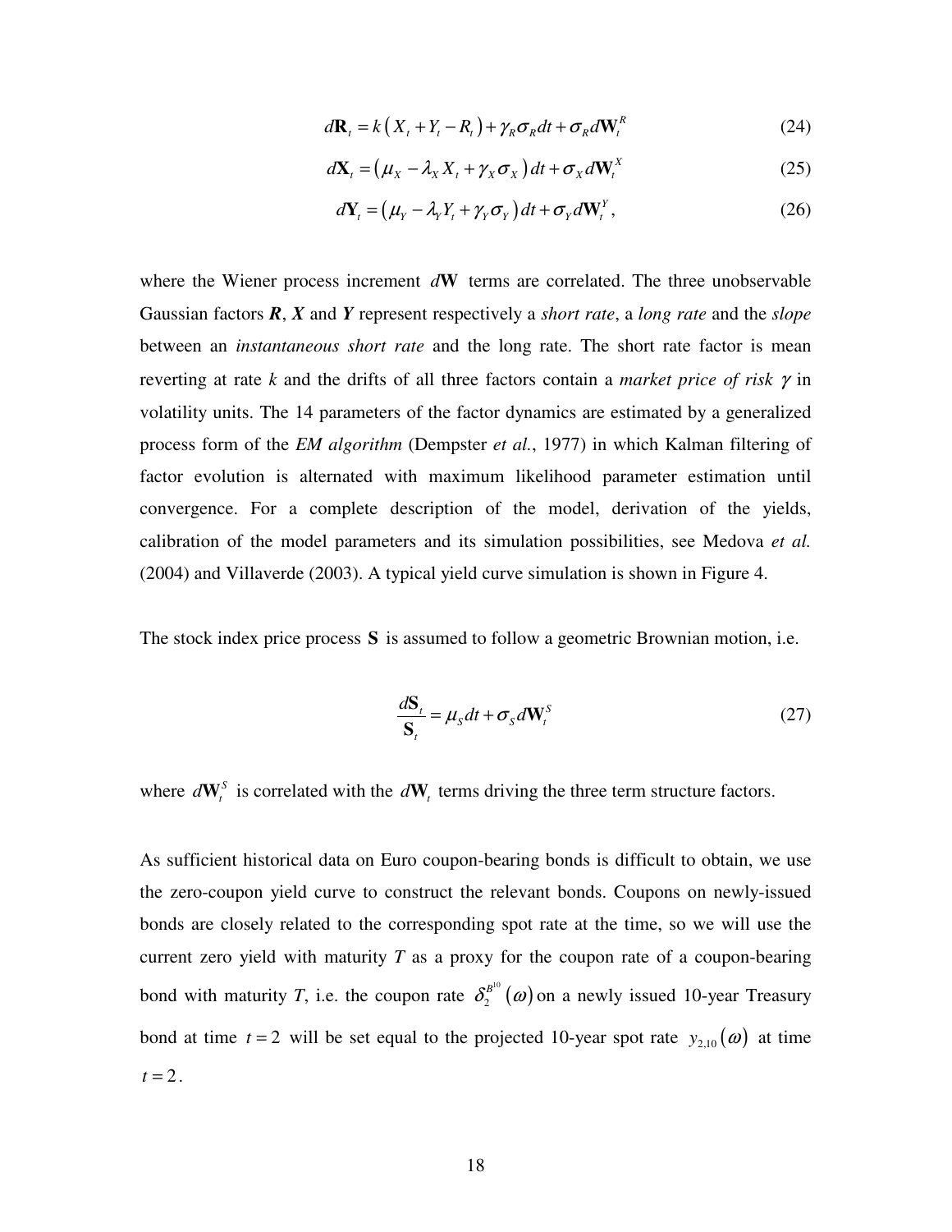$$d\mathbf{R}_t = k\left(X_t + Y_t - R_t\right) + \gamma_R \sigma_R dt + \sigma_R d\mathbf{W}_t^R \tag{24}$$

$$d\mathbf{X}_t = \left(\mu_X - \lambda_X X_t + \gamma_X \sigma_X\right) dt + \sigma_X d\mathbf{W}_t^X \tag{25}$$

$$d\mathbf{Y}_t = \left(\mu_Y - \lambda_Y Y_t + \gamma_Y \sigma_Y\right) dt + \sigma_Y d\mathbf{W}_t^Y , \tag{26}$$

where the Wiener process increment $d\mathbf{W}$ terms are correlated. The three unobservable Gaussian factors $\boldsymbol{R}$, $\boldsymbol{X}$ and $\boldsymbol{Y}$ represent respectively a *short rate*, a *long rate* and the *slope* between an *instantaneous short rate* and the long rate. The short rate factor is mean reverting at rate *k* and the drifts of all three factors contain a *market price of risk* $\gamma$ in volatility units. The 14 parameters of the factor dynamics are estimated by a generalized process form of the *EM algorithm* (Dempster *et al.*, 1977) in which Kalman filtering of factor evolution is alternated with maximum likelihood parameter estimation until convergence. For a complete description of the model, derivation of the yields, calibration of the model parameters and its simulation possibilities, see Medova *et al.* (2004) and Villaverde (2003). A typical yield curve simulation is shown in Figure 4.

The stock index price process $\mathbf{S}$ is assumed to follow a geometric Brownian motion, i.e.

$$\frac{d\mathbf{S}_t}{\mathbf{S}_t} = \mu_S dt + \sigma_S d\mathbf{W}_t^S \tag{27}$$

where $d\mathbf{W}_t^S$ is correlated with the $d\mathbf{W}_t$ terms driving the three term structure factors.

As sufficient historical data on Euro coupon-bearing bonds is difficult to obtain, we use the zero-coupon yield curve to construct the relevant bonds. Coupons on newly-issued bonds are closely related to the corresponding spot rate at the time, so we will use the current zero yield with maturity *T* as a proxy for the coupon rate of a coupon-bearing bond with maturity *T*, i.e. the coupon rate $\delta_2^{B^{10}}(\omega)$ on a newly issued 10-year Treasury bond at time $t = 2$ will be set equal to the projected 10-year spot rate $y_{2,10}(\omega)$ at time $t = 2$.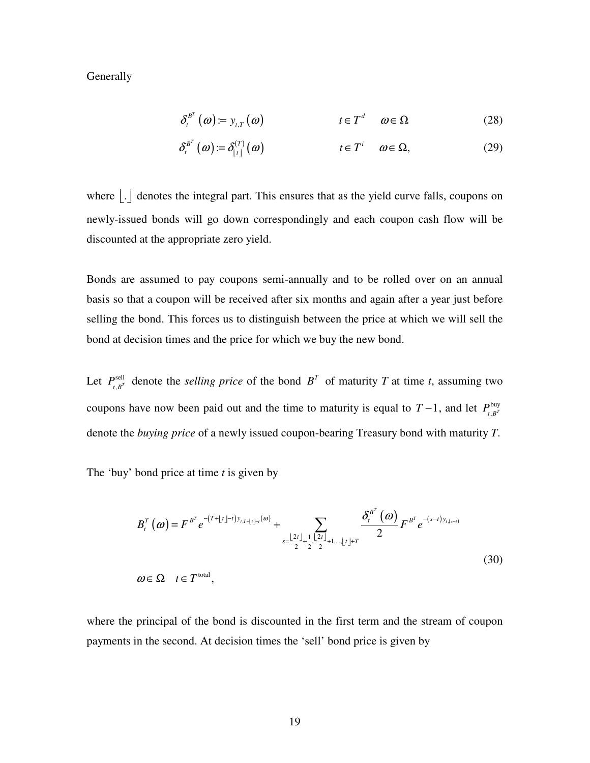Generally

$$\delta_t^{B^T}(\omega) := y_{t,T}(\omega) \qquad t \in T^d \quad \omega \in \Omega \tag{28}$$

$$\delta_t^{B^T}(\omega) := \delta_{\lfloor t \rfloor}^{(T)}(\omega) \qquad t \in T^i \quad \omega \in \Omega, \tag{29}$$

where $\lfloor . \rfloor$ denotes the integral part. This ensures that as the yield curve falls, coupons on newly-issued bonds will go down correspondingly and each coupon cash flow will be discounted at the appropriate zero yield.

Bonds are assumed to pay coupons semi-annually and to be rolled over on an annual basis so that a coupon will be received after six months and again after a year just before selling the bond. This forces us to distinguish between the price at which we will sell the bond at decision times and the price for which we buy the new bond.

Let $P_{t,B^T}^{\text{sell}}$ denote the *selling price* of the bond $B^T$ of maturity $T$ at time $t$, assuming two coupons have now been paid out and the time to maturity is equal to $T-1$, and let $P_{t,B^T}^{\text{buy}}$ denote the *buying price* of a newly issued coupon-bearing Treasury bond with maturity $T$.

The 'buy' bond price at time $t$ is given by

$$B_t^T(\omega) = F^{B^T} e^{-(T+\lfloor t \rfloor - t) y_{t,T+\lfloor t \rfloor - t}(\omega)} + \sum_{s=\frac{\lfloor 2t \rfloor}{2}+\frac{1}{2}, \frac{\lfloor 2t \rfloor}{2}+1, \ldots, \lfloor t \rfloor + T} \frac{\delta_t^{B^T}(\omega)}{2} F^{B^T} e^{-(s-t) y_{t,(s-t)}} \tag{30}$$

$$\omega \in \Omega \quad t \in T^{\text{total}},$$

where the principal of the bond is discounted in the first term and the stream of coupon payments in the second. At decision times the 'sell' bond price is given by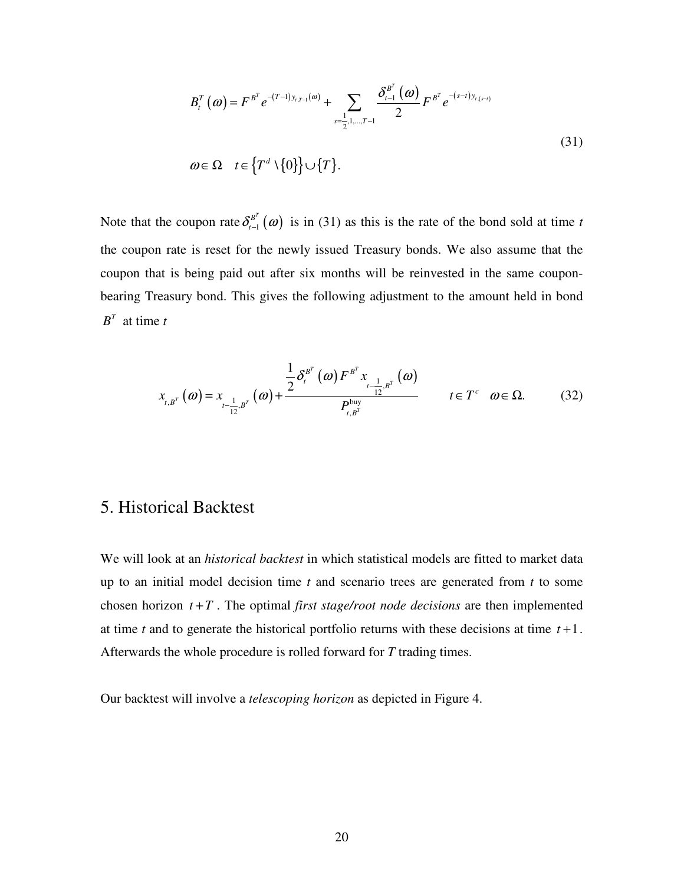$$B_t^T(\omega) = F^{B^T} e^{-(T-1)y_{t,T-1}(\omega)} + \sum_{s=\frac{1}{2},1,\ldots,T-1} \frac{\delta_{t-1}^{B^T}(\omega)}{2} F^{B^T} e^{-(s-t)y_{t,(s-t)}}$$

$$\omega \in \Omega \quad t \in \{T^d \setminus \{0\}\} \cup \{T\}. \tag{31}$$

Note that the coupon rate $\delta_{t-1}^{B^T}(\omega)$ is in (31) as this is the rate of the bond sold at time $t$ the coupon rate is reset for the newly issued Treasury bonds. We also assume that the coupon that is being paid out after six months will be reinvested in the same coupon-bearing Treasury bond. This gives the following adjustment to the amount held in bond $B^T$ at time $t$

$$x_{t,B^T}(\omega) = x_{t-\frac{1}{12},B^T}(\omega) + \frac{\frac{1}{2}\delta_t^{B^T}(\omega) F^{B^T} x_{t-\frac{1}{12},B^T}(\omega)}{P_{t,B^T}^{\text{buy}}} \qquad t \in T^c \quad \omega \in \Omega. \tag{32}$$

## 5. Historical Backtest

We will look at an *historical backtest* in which statistical models are fitted to market data up to an initial model decision time $t$ and scenario trees are generated from $t$ to some chosen horizon $t+T$. The optimal *first stage/root node decisions* are then implemented at time $t$ and to generate the historical portfolio returns with these decisions at time $t+1$. Afterwards the whole procedure is rolled forward for $T$ trading times.

Our backtest will involve a *telescoping horizon* as depicted in Figure 4.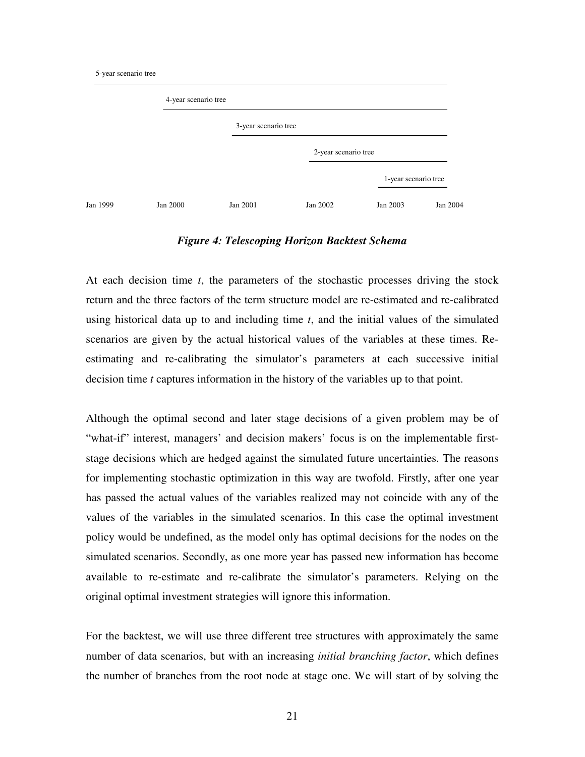5-year scenario tree

4-year scenario tree

3-year scenario tree

2-year scenario tree

1-year scenario tree

Jan 1999 Jan 2000 Jan 2001 Jan 2002 Jan 2003 Jan 2004

***Figure 4: Telescoping Horizon Backtest Schema***

At each decision time *t*, the parameters of the stochastic processes driving the stock return and the three factors of the term structure model are re-estimated and re-calibrated using historical data up to and including time *t*, and the initial values of the simulated scenarios are given by the actual historical values of the variables at these times. Re-estimating and re-calibrating the simulator's parameters at each successive initial decision time *t* captures information in the history of the variables up to that point.

Although the optimal second and later stage decisions of a given problem may be of "what-if" interest, managers' and decision makers' focus is on the implementable first-stage decisions which are hedged against the simulated future uncertainties. The reasons for implementing stochastic optimization in this way are twofold. Firstly, after one year has passed the actual values of the variables realized may not coincide with any of the values of the variables in the simulated scenarios. In this case the optimal investment policy would be undefined, as the model only has optimal decisions for the nodes on the simulated scenarios. Secondly, as one more year has passed new information has become available to re-estimate and re-calibrate the simulator's parameters. Relying on the original optimal investment strategies will ignore this information.

For the backtest, we will use three different tree structures with approximately the same number of data scenarios, but with an increasing *initial branching factor*, which defines the number of branches from the root node at stage one. We will start of by solving the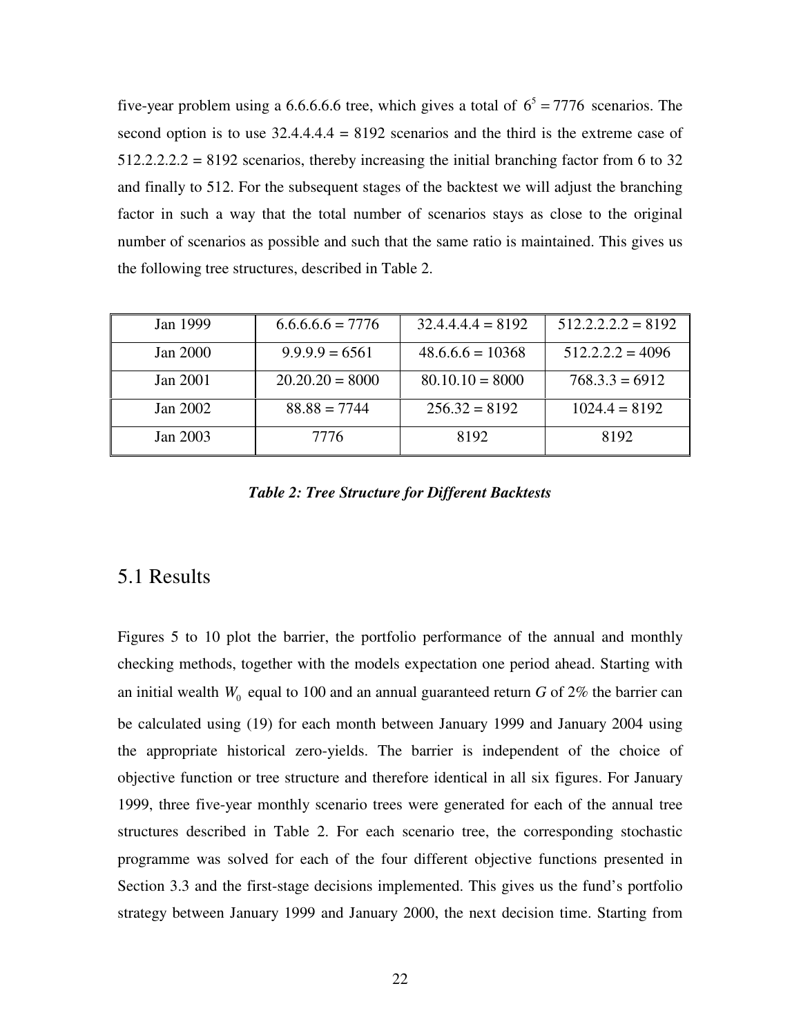five-year problem using a 6.6.6.6.6 tree, which gives a total of $6^5 = 7776$ scenarios. The second option is to use 32.4.4.4.4 = 8192 scenarios and the third is the extreme case of 512.2.2.2.2 = 8192 scenarios, thereby increasing the initial branching factor from 6 to 32 and finally to 512. For the subsequent stages of the backtest we will adjust the branching factor in such a way that the total number of scenarios stays as close to the original number of scenarios as possible and such that the same ratio is maintained. This gives us the following tree structures, described in Table 2.

| | | | |
|---|---|---|---|
| Jan 1999 | 6.6.6.6.6 = 7776 | 32.4.4.4.4 = 8192 | 512.2.2.2.2 = 8192 |
| Jan 2000 | 9.9.9.9 = 6561 | 48.6.6.6 = 10368 | 512.2.2.2 = 4096 |
| Jan 2001 | 20.20.20 = 8000 | 80.10.10 = 8000 | 768.3.3 = 6912 |
| Jan 2002 | 88.88 = 7744 | 256.32 = 8192 | 1024.4 = 8192 |
| Jan 2003 | 7776 | 8192 | 8192 |

***Table 2: Tree Structure for Different Backtests***

## 5.1 Results

Figures 5 to 10 plot the barrier, the portfolio performance of the annual and monthly checking methods, together with the models expectation one period ahead. Starting with an initial wealth $W_0$ equal to 100 and an annual guaranteed return $G$ of 2% the barrier can be calculated using (19) for each month between January 1999 and January 2004 using the appropriate historical zero-yields. The barrier is independent of the choice of objective function or tree structure and therefore identical in all six figures. For January 1999, three five-year monthly scenario trees were generated for each of the annual tree structures described in Table 2. For each scenario tree, the corresponding stochastic programme was solved for each of the four different objective functions presented in Section 3.3 and the first-stage decisions implemented. This gives us the fund's portfolio strategy between January 1999 and January 2000, the next decision time. Starting from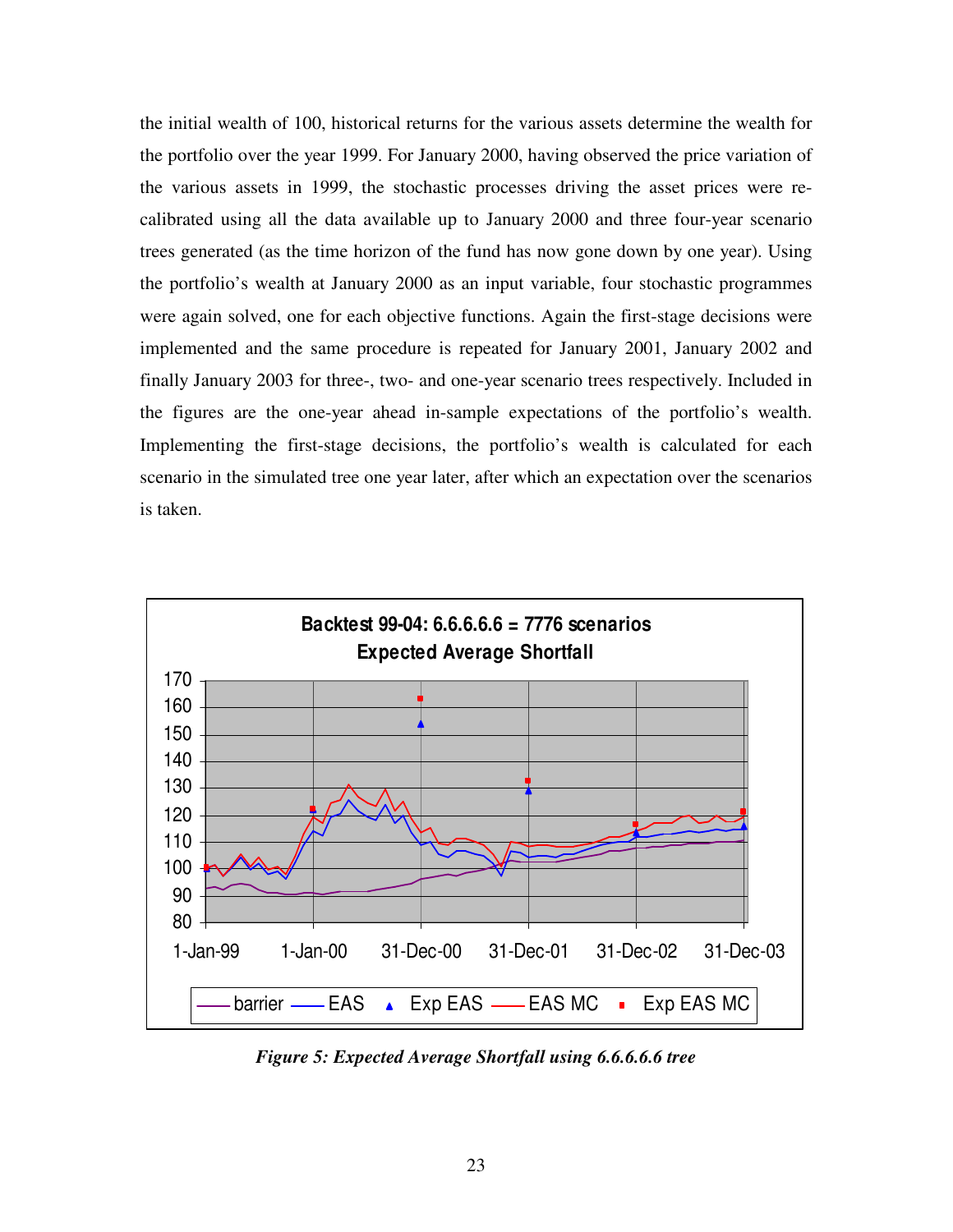the initial wealth of 100, historical returns for the various assets determine the wealth for the portfolio over the year 1999. For January 2000, having observed the price variation of the various assets in 1999, the stochastic processes driving the asset prices were re-calibrated using all the data available up to January 2000 and three four-year scenario trees generated (as the time horizon of the fund has now gone down by one year). Using the portfolio's wealth at January 2000 as an input variable, four stochastic programmes were again solved, one for each objective functions. Again the first-stage decisions were implemented and the same procedure is repeated for January 2001, January 2002 and finally January 2003 for three-, two- and one-year scenario trees respectively. Included in the figures are the one-year ahead in-sample expectations of the portfolio's wealth. Implementing the first-stage decisions, the portfolio's wealth is calculated for each scenario in the simulated tree one year later, after which an expectation over the scenarios is taken.

*Figure 5: Expected Average Shortfall using 6.6.6.6.6 tree*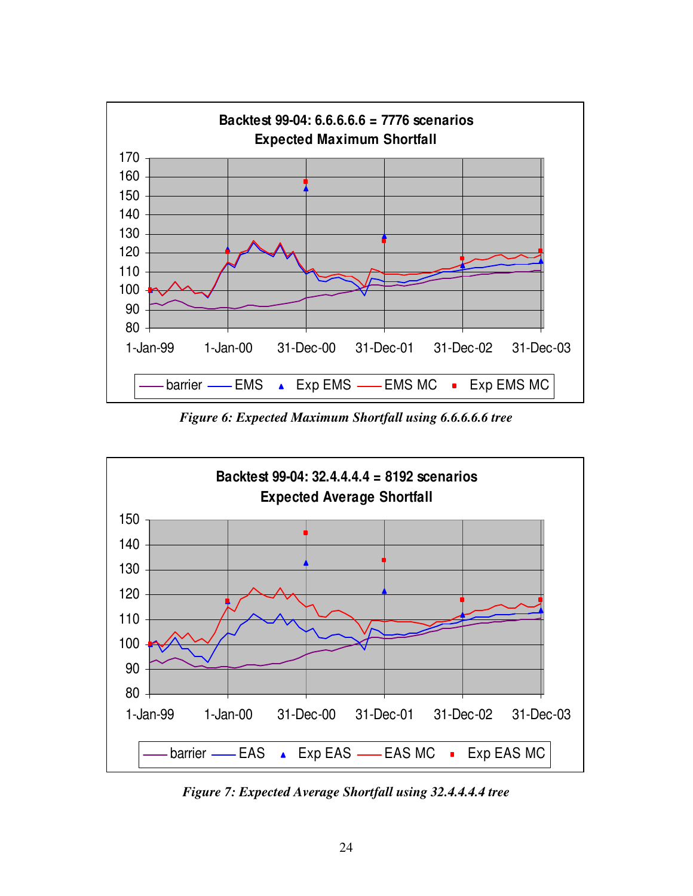**Backtest 99-04: 6.6.6.6.6 = 7776 scenarios**
**Expected Maximum Shortfall**

*Figure 6: Expected Maximum Shortfall using 6.6.6.6.6 tree*

**Backtest 99-04: 32.4.4.4.4 = 8192 scenarios**
**Expected Average Shortfall**

*Figure 7: Expected Average Shortfall using 32.4.4.4.4 tree*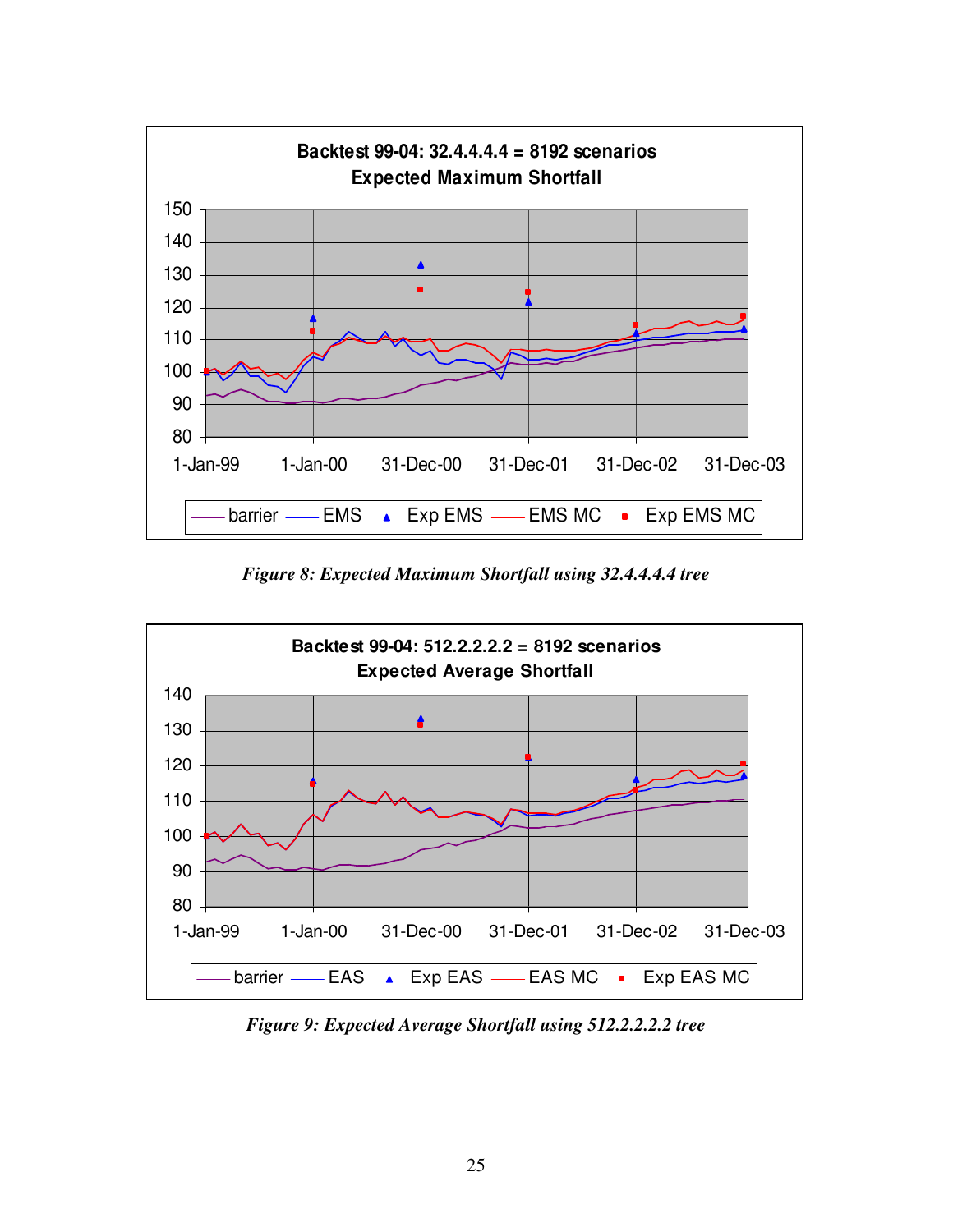*Figure 8: Expected Maximum Shortfall using 32.4.4.4.4 tree*

*Figure 9: Expected Average Shortfall using 512.2.2.2.2 tree*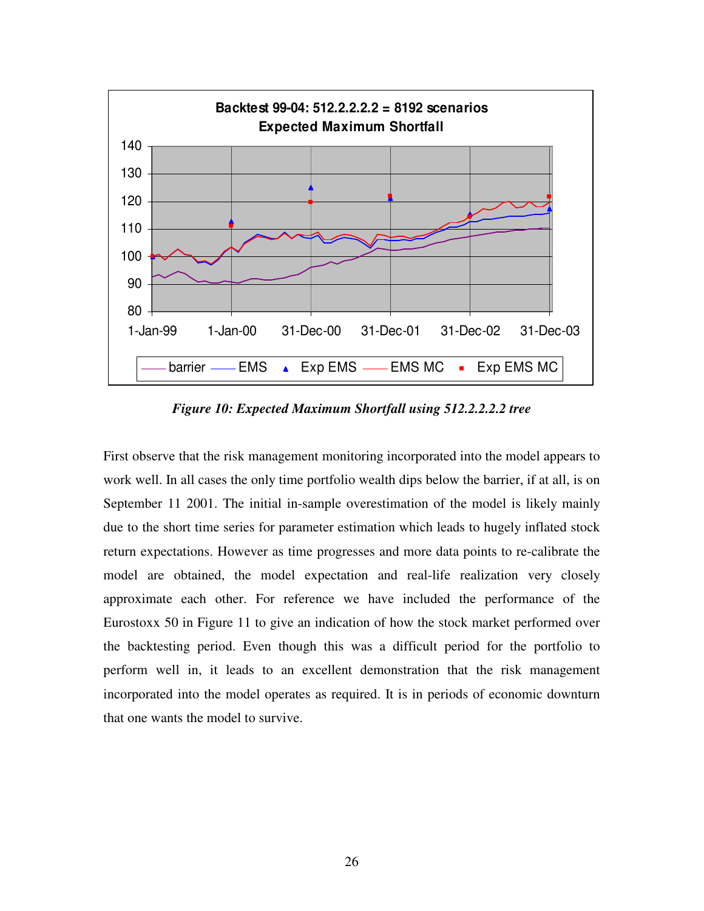*Figure 10: Expected Maximum Shortfall using 512.2.2.2.2 tree*

First observe that the risk management monitoring incorporated into the model appears to work well. In all cases the only time portfolio wealth dips below the barrier, if at all, is on September 11 2001. The initial in-sample overestimation of the model is likely mainly due to the short time series for parameter estimation which leads to hugely inflated stock return expectations. However as time progresses and more data points to re-calibrate the model are obtained, the model expectation and real-life realization very closely approximate each other. For reference we have included the performance of the Eurostoxx 50 in Figure 11 to give an indication of how the stock market performed over the backtesting period. Even though this was a difficult period for the portfolio to perform well in, it leads to an excellent demonstration that the risk management incorporated into the model operates as required. It is in periods of economic downturn that one wants the model to survive.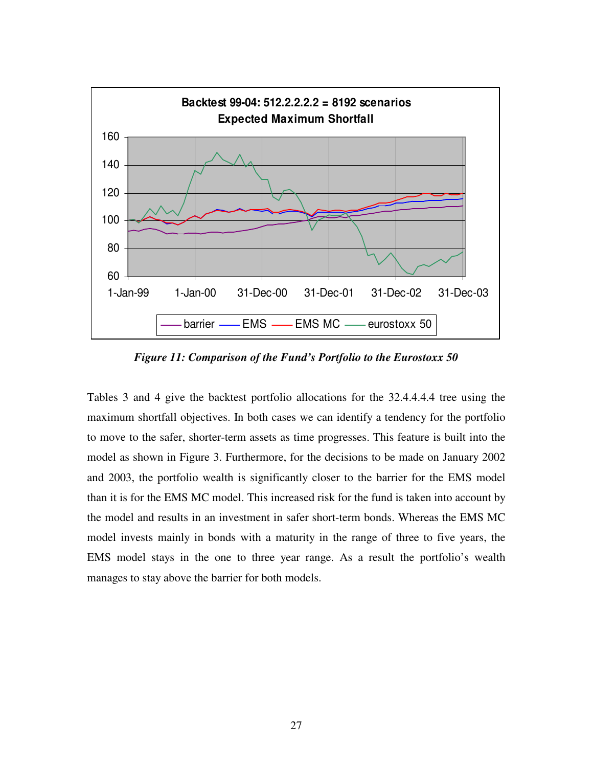*Figure 11: Comparison of the Fund's Portfolio to the Eurostoxx 50*

Tables 3 and 4 give the backtest portfolio allocations for the 32.4.4.4.4 tree using the maximum shortfall objectives. In both cases we can identify a tendency for the portfolio to move to the safer, shorter-term assets as time progresses. This feature is built into the model as shown in Figure 3. Furthermore, for the decisions to be made on January 2002 and 2003, the portfolio wealth is significantly closer to the barrier for the EMS model than it is for the EMS MC model. This increased risk for the fund is taken into account by the model and results in an investment in safer short-term bonds. Whereas the EMS MC model invests mainly in bonds with a maturity in the range of three to five years, the EMS model stays in the one to three year range. As a result the portfolio's wealth manages to stay above the barrier for both models.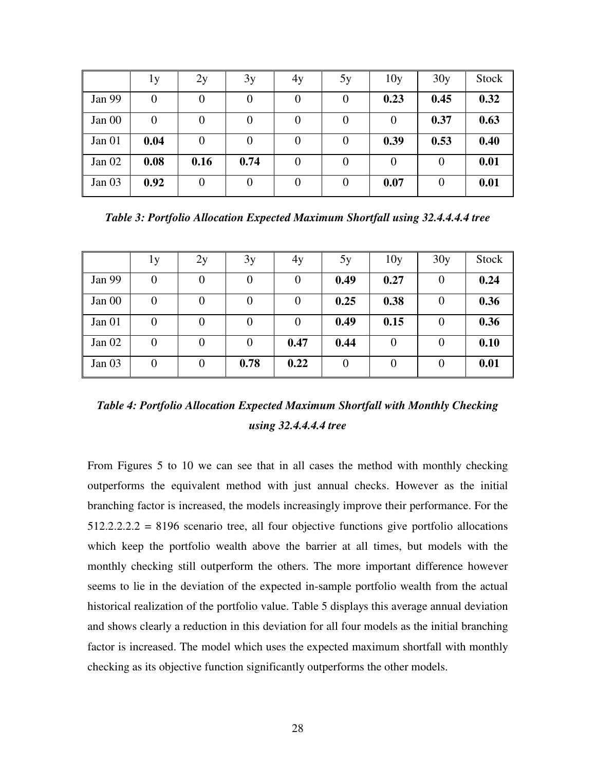| | 1y | 2y | 3y | 4y | 5y | 10y | 30y | Stock |
|---|---|---|---|---|---|---|---|---|
| Jan 99 | 0 | 0 | 0 | 0 | 0 | **0.23** | **0.45** | **0.32** |
| Jan 00 | 0 | 0 | 0 | 0 | 0 | 0 | **0.37** | **0.63** |
| Jan 01 | **0.04** | 0 | 0 | 0 | 0 | **0.39** | **0.53** | **0.40** |
| Jan 02 | **0.08** | **0.16** | **0.74** | 0 | 0 | 0 | 0 | **0.01** |
| Jan 03 | **0.92** | 0 | 0 | 0 | 0 | **0.07** | 0 | **0.01** |

***Table 3: Portfolio Allocation Expected Maximum Shortfall using 32.4.4.4.4 tree***

| | 1y | 2y | 3y | 4y | 5y | 10y | 30y | Stock |
|---|---|---|---|---|---|---|---|---|
| Jan 99 | 0 | 0 | 0 | 0 | **0.49** | **0.27** | 0 | **0.24** |
| Jan 00 | 0 | 0 | 0 | 0 | **0.25** | **0.38** | 0 | **0.36** |
| Jan 01 | 0 | 0 | 0 | 0 | **0.49** | **0.15** | 0 | **0.36** |
| Jan 02 | 0 | 0 | 0 | **0.47** | **0.44** | 0 | 0 | **0.10** |
| Jan 03 | 0 | 0 | **0.78** | **0.22** | 0 | 0 | 0 | **0.01** |

***Table 4: Portfolio Allocation Expected Maximum Shortfall with Monthly Checking using 32.4.4.4.4 tree***

From Figures 5 to 10 we can see that in all cases the method with monthly checking outperforms the equivalent method with just annual checks. However as the initial branching factor is increased, the models increasingly improve their performance. For the 512.2.2.2.2 = 8196 scenario tree, all four objective functions give portfolio allocations which keep the portfolio wealth above the barrier at all times, but models with the monthly checking still outperform the others. The more important difference however seems to lie in the deviation of the expected in-sample portfolio wealth from the actual historical realization of the portfolio value. Table 5 displays this average annual deviation and shows clearly a reduction in this deviation for all four models as the initial branching factor is increased. The model which uses the expected maximum shortfall with monthly checking as its objective function significantly outperforms the other models.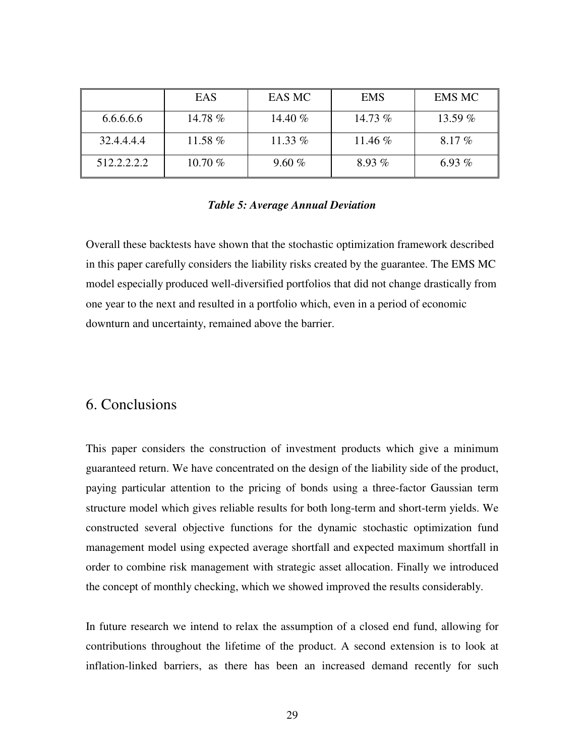|  | EAS | EAS MC | EMS | EMS MC |
| --- | --- | --- | --- | --- |
| 6.6.6.6.6 | 14.78 % | 14.40 % | 14.73 % | 13.59 % |
| 32.4.4.4.4 | 11.58 % | 11.33 % | 11.46 % | 8.17 % |
| 512.2.2.2.2 | 10.70 % | 9.60 % | 8.93 % | 6.93 % |

***Table 5: Average Annual Deviation***

Overall these backtests have shown that the stochastic optimization framework described in this paper carefully considers the liability risks created by the guarantee. The EMS MC model especially produced well-diversified portfolios that did not change drastically from one year to the next and resulted in a portfolio which, even in a period of economic downturn and uncertainty, remained above the barrier.

## 6. Conclusions

This paper considers the construction of investment products which give a minimum guaranteed return. We have concentrated on the design of the liability side of the product, paying particular attention to the pricing of bonds using a three-factor Gaussian term structure model which gives reliable results for both long-term and short-term yields. We constructed several objective functions for the dynamic stochastic optimization fund management model using expected average shortfall and expected maximum shortfall in order to combine risk management with strategic asset allocation. Finally we introduced the concept of monthly checking, which we showed improved the results considerably.

In future research we intend to relax the assumption of a closed end fund, allowing for contributions throughout the lifetime of the product. A second extension is to look at inflation-linked barriers, as there has been an increased demand recently for such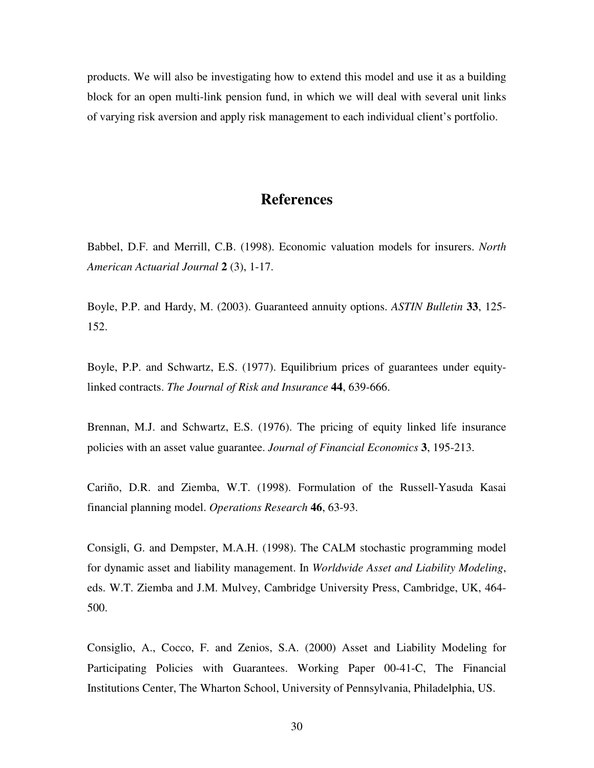products. We will also be investigating how to extend this model and use it as a building block for an open multi-link pension fund, in which we will deal with several unit links of varying risk aversion and apply risk management to each individual client's portfolio.

## References

Babbel, D.F. and Merrill, C.B. (1998). Economic valuation models for insurers. *North American Actuarial Journal* **2** (3), 1-17.

Boyle, P.P. and Hardy, M. (2003). Guaranteed annuity options. *ASTIN Bulletin* **33**, 125-152.

Boyle, P.P. and Schwartz, E.S. (1977). Equilibrium prices of guarantees under equity-linked contracts. *The Journal of Risk and Insurance* **44**, 639-666.

Brennan, M.J. and Schwartz, E.S. (1976). The pricing of equity linked life insurance policies with an asset value guarantee. *Journal of Financial Economics* **3**, 195-213.

Cariño, D.R. and Ziemba, W.T. (1998). Formulation of the Russell-Yasuda Kasai financial planning model. *Operations Research* **46**, 63-93.

Consigli, G. and Dempster, M.A.H. (1998). The CALM stochastic programming model for dynamic asset and liability management. In *Worldwide Asset and Liability Modeling*, eds. W.T. Ziemba and J.M. Mulvey, Cambridge University Press, Cambridge, UK, 464-500.

Consiglio, A., Cocco, F. and Zenios, S.A. (2000) Asset and Liability Modeling for Participating Policies with Guarantees. Working Paper 00-41-C, The Financial Institutions Center, The Wharton School, University of Pennsylvania, Philadelphia, US.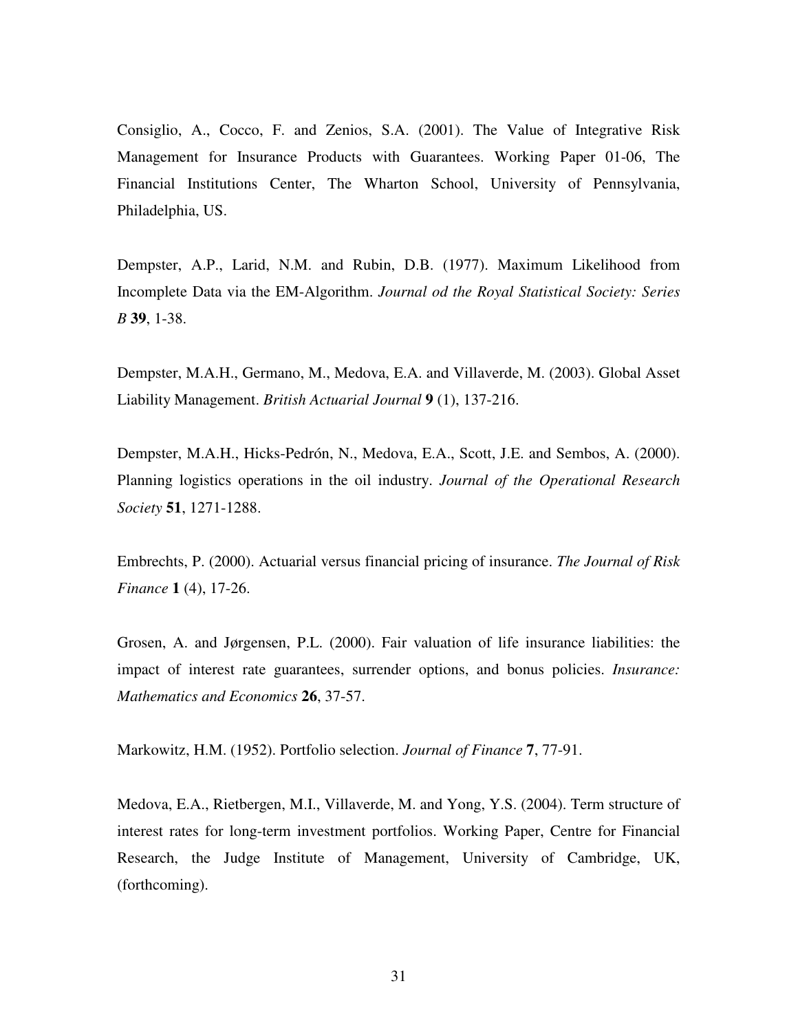Consiglio, A., Cocco, F. and Zenios, S.A. (2001). The Value of Integrative Risk Management for Insurance Products with Guarantees. Working Paper 01-06, The Financial Institutions Center, The Wharton School, University of Pennsylvania, Philadelphia, US.

Dempster, A.P., Larid, N.M. and Rubin, D.B. (1977). Maximum Likelihood from Incomplete Data via the EM-Algorithm. *Journal od the Royal Statistical Society: Series B* **39**, 1-38.

Dempster, M.A.H., Germano, M., Medova, E.A. and Villaverde, M. (2003). Global Asset Liability Management. *British Actuarial Journal* **9** (1), 137-216.

Dempster, M.A.H., Hicks-Pedrón, N., Medova, E.A., Scott, J.E. and Sembos, A. (2000). Planning logistics operations in the oil industry. *Journal of the Operational Research Society* **51**, 1271-1288.

Embrechts, P. (2000). Actuarial versus financial pricing of insurance. *The Journal of Risk Finance* **1** (4), 17-26.

Grosen, A. and Jørgensen, P.L. (2000). Fair valuation of life insurance liabilities: the impact of interest rate guarantees, surrender options, and bonus policies. *Insurance: Mathematics and Economics* **26**, 37-57.

Markowitz, H.M. (1952). Portfolio selection. *Journal of Finance* **7**, 77-91.

Medova, E.A., Rietbergen, M.I., Villaverde, M. and Yong, Y.S. (2004). Term structure of interest rates for long-term investment portfolios. Working Paper, Centre for Financial Research, the Judge Institute of Management, University of Cambridge, UK, (forthcoming).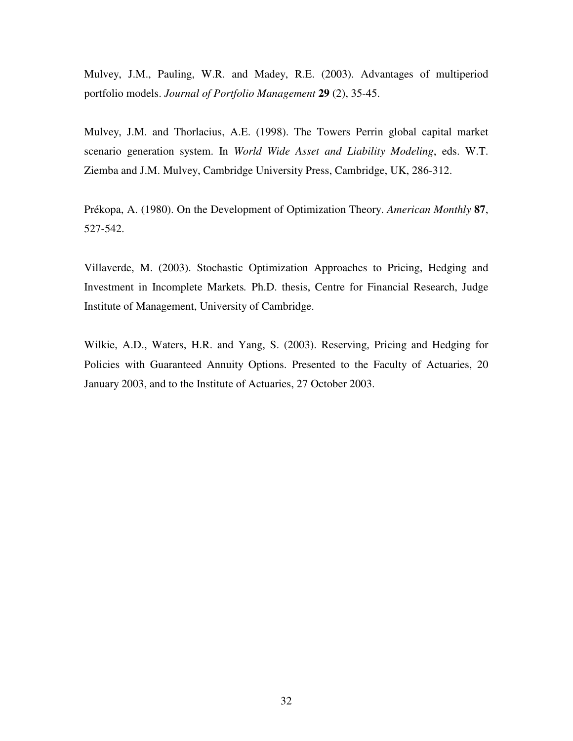Mulvey, J.M., Pauling, W.R. and Madey, R.E. (2003). Advantages of multiperiod portfolio models. *Journal of Portfolio Management* **29** (2), 35-45.

Mulvey, J.M. and Thorlacius, A.E. (1998). The Towers Perrin global capital market scenario generation system. In *World Wide Asset and Liability Modeling*, eds. W.T. Ziemba and J.M. Mulvey, Cambridge University Press, Cambridge, UK, 286-312.

Prékopa, A. (1980). On the Development of Optimization Theory. *American Monthly* **87**, 527-542.

Villaverde, M. (2003). Stochastic Optimization Approaches to Pricing, Hedging and Investment in Incomplete Markets*.* Ph.D. thesis, Centre for Financial Research, Judge Institute of Management, University of Cambridge.

Wilkie, A.D., Waters, H.R. and Yang, S. (2003). Reserving, Pricing and Hedging for Policies with Guaranteed Annuity Options. Presented to the Faculty of Actuaries, 20 January 2003, and to the Institute of Actuaries, 27 October 2003.